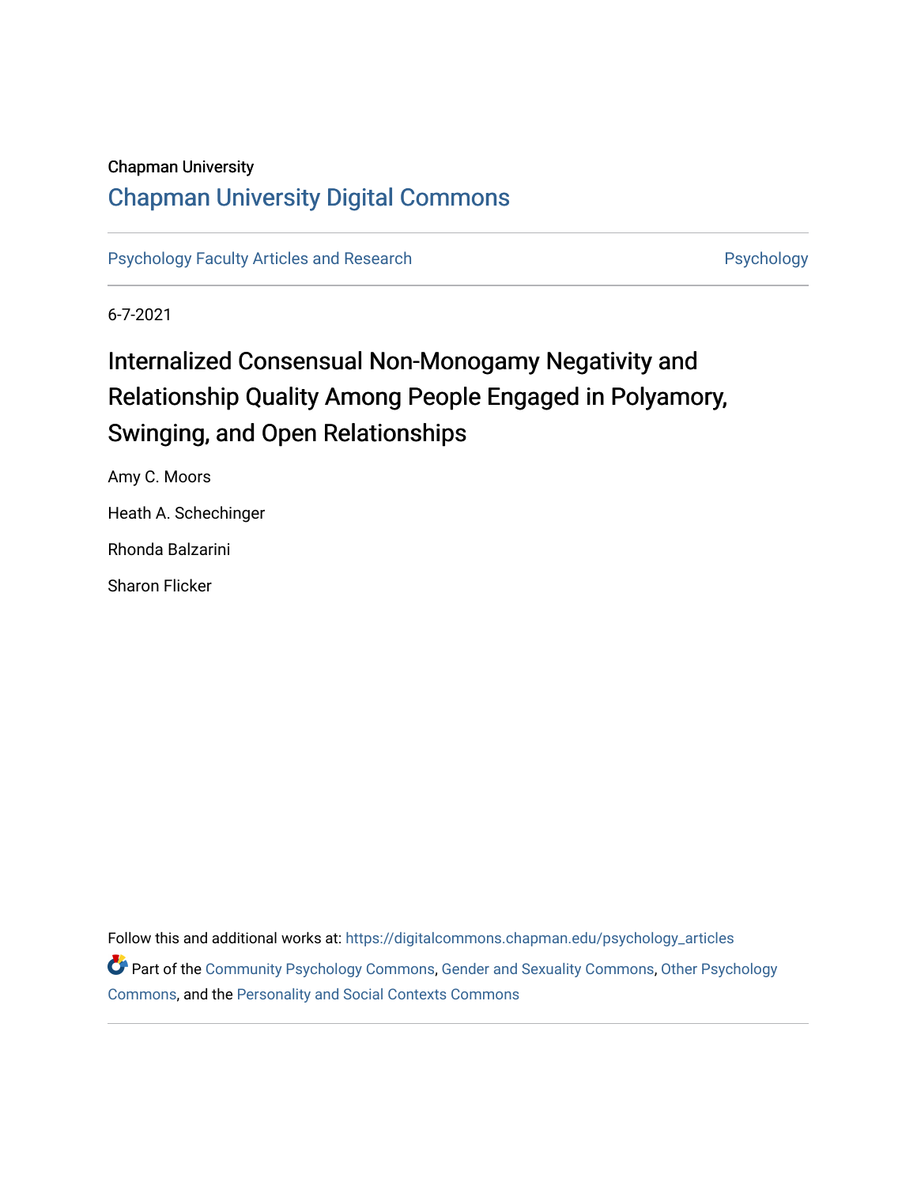Chapman University

# Chapman University Digital Commons

Psychology Faculty Articles and Research | Psychology

6-7-2021

## Internalized Consensual Non-Monogamy Negativity and Relationship Quality Among People Engaged in Polyamory, Swinging, and Open Relationships

Amy C. Moors

Heath A. Schechinger

Rhonda Balzarini

Sharon Flicker

Follow this and additional works at: https://digitalcommons.chapman.edu/psychology_articles

Part of the Community Psychology Commons, Gender and Sexuality Commons, Other Psychology Commons, and the Personality and Social Contexts Commons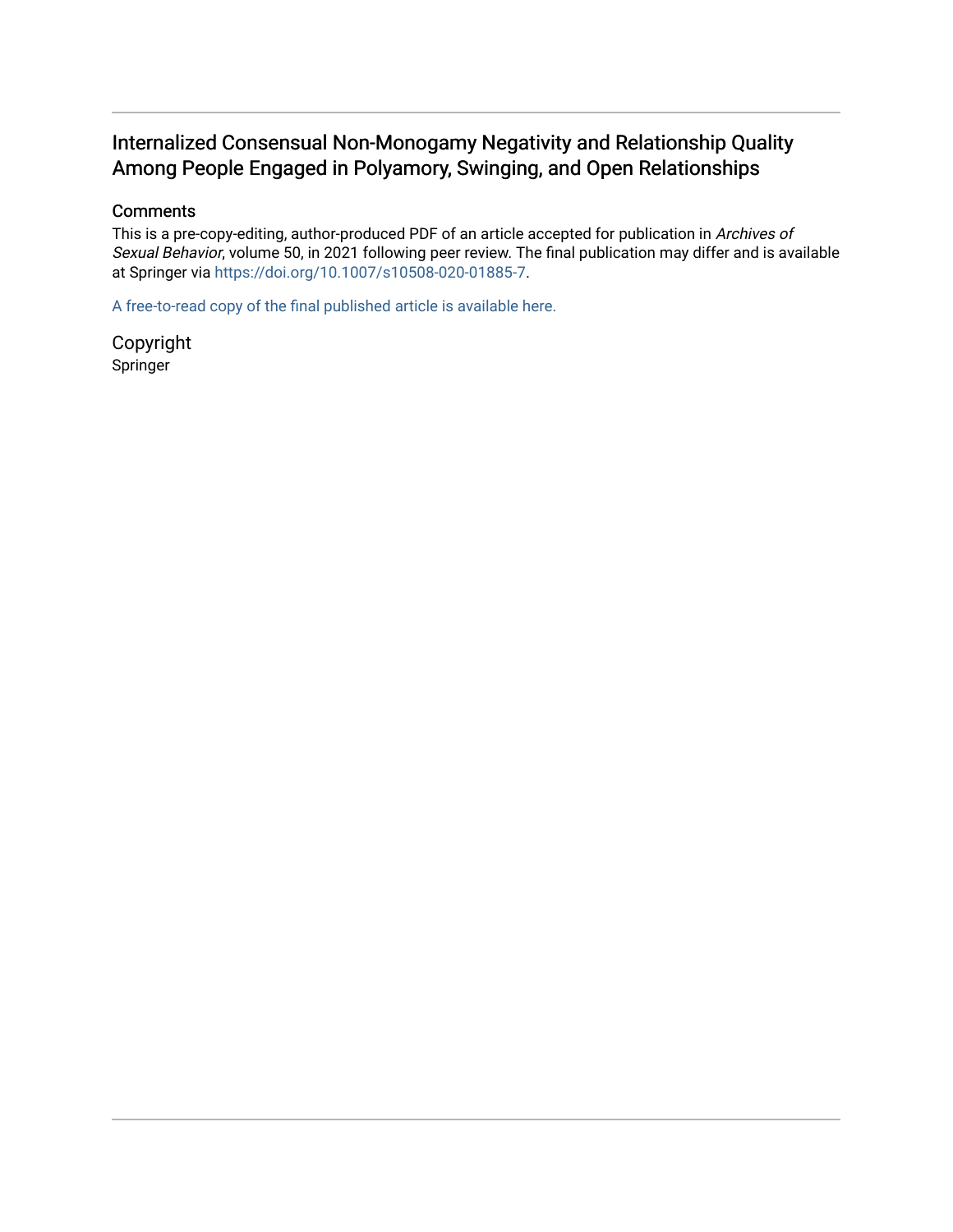# Internalized Consensual Non-Monogamy Negativity and Relationship Quality Among People Engaged in Polyamory, Swinging, and Open Relationships

## Comments

This is a pre-copy-editing, author-produced PDF of an article accepted for publication in *Archives of Sexual Behavior*, volume 50, in 2021 following peer review. The final publication may differ and is available at Springer via https://doi.org/10.1007/s10508-020-01885-7.

A free-to-read copy of the final published article is available here.

## Copyright

Springer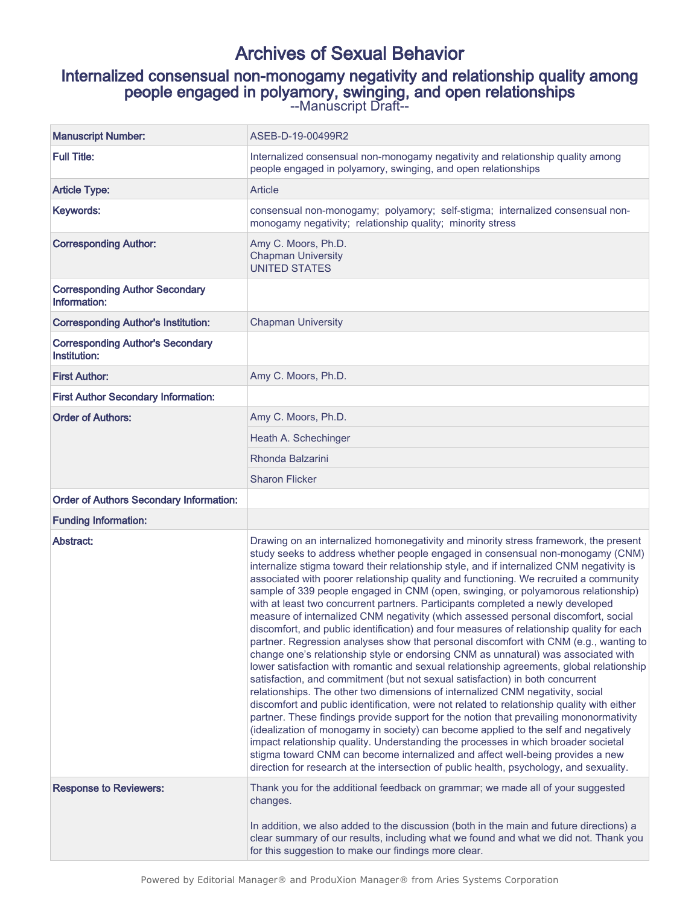# Archives of Sexual Behavior

## Internalized consensual non-monogamy negativity and relationship quality among people engaged in polyamory, swinging, and open relationships

--Manuscript Draft--

| | |
|---|---|
| **Manuscript Number:** | ASEB-D-19-00499R2 |
| **Full Title:** | Internalized consensual non-monogamy negativity and relationship quality among people engaged in polyamory, swinging, and open relationships |
| **Article Type:** | Article |
| **Keywords:** | consensual non-monogamy; polyamory; self-stigma; internalized consensual non-monogamy negativity; relationship quality; minority stress |
| **Corresponding Author:** | Amy C. Moors, Ph.D.<br>Chapman University<br>UNITED STATES |
| **Corresponding Author Secondary Information:** | |
| **Corresponding Author's Institution:** | Chapman University |
| **Corresponding Author's Secondary Institution:** | |
| **First Author:** | Amy C. Moors, Ph.D. |
| **First Author Secondary Information:** | |
| **Order of Authors:** | Amy C. Moors, Ph.D. |
| | Heath A. Schechinger |
| | Rhonda Balzarini |
| | Sharon Flicker |
| **Order of Authors Secondary Information:** | |
| **Funding Information:** | |
| **Abstract:** | Drawing on an internalized homonegativity and minority stress framework, the present study seeks to address whether people engaged in consensual non-monogamy (CNM) internalize stigma toward their relationship style, and if internalized CNM negativity is associated with poorer relationship quality and functioning. We recruited a community sample of 339 people engaged in CNM (open, swinging, or polyamorous relationship) with at least two concurrent partners. Participants completed a newly developed measure of internalized CNM negativity (which assessed personal discomfort, social discomfort, and public identification) and four measures of relationship quality for each partner. Regression analyses show that personal discomfort with CNM (e.g., wanting to change one's relationship style or endorsing CNM as unnatural) was associated with lower satisfaction with romantic and sexual relationship agreements, global relationship satisfaction, and commitment (but not sexual satisfaction) in both concurrent relationships. The other two dimensions of internalized CNM negativity, social discomfort and public identification, were not related to relationship quality with either partner. These findings provide support for the notion that prevailing mononormativity (idealization of monogamy in society) can become applied to the self and negatively impact relationship quality. Understanding the processes in which broader societal stigma toward CNM can become internalized and affect well-being provides a new direction for research at the intersection of public health, psychology, and sexuality. |
| **Response to Reviewers:** | Thank you for the additional feedback on grammar; we made all of your suggested changes.<br><br>In addition, we also added to the discussion (both in the main and future directions) a clear summary of our results, including what we found and what we did not. Thank you for this suggestion to make our findings more clear. |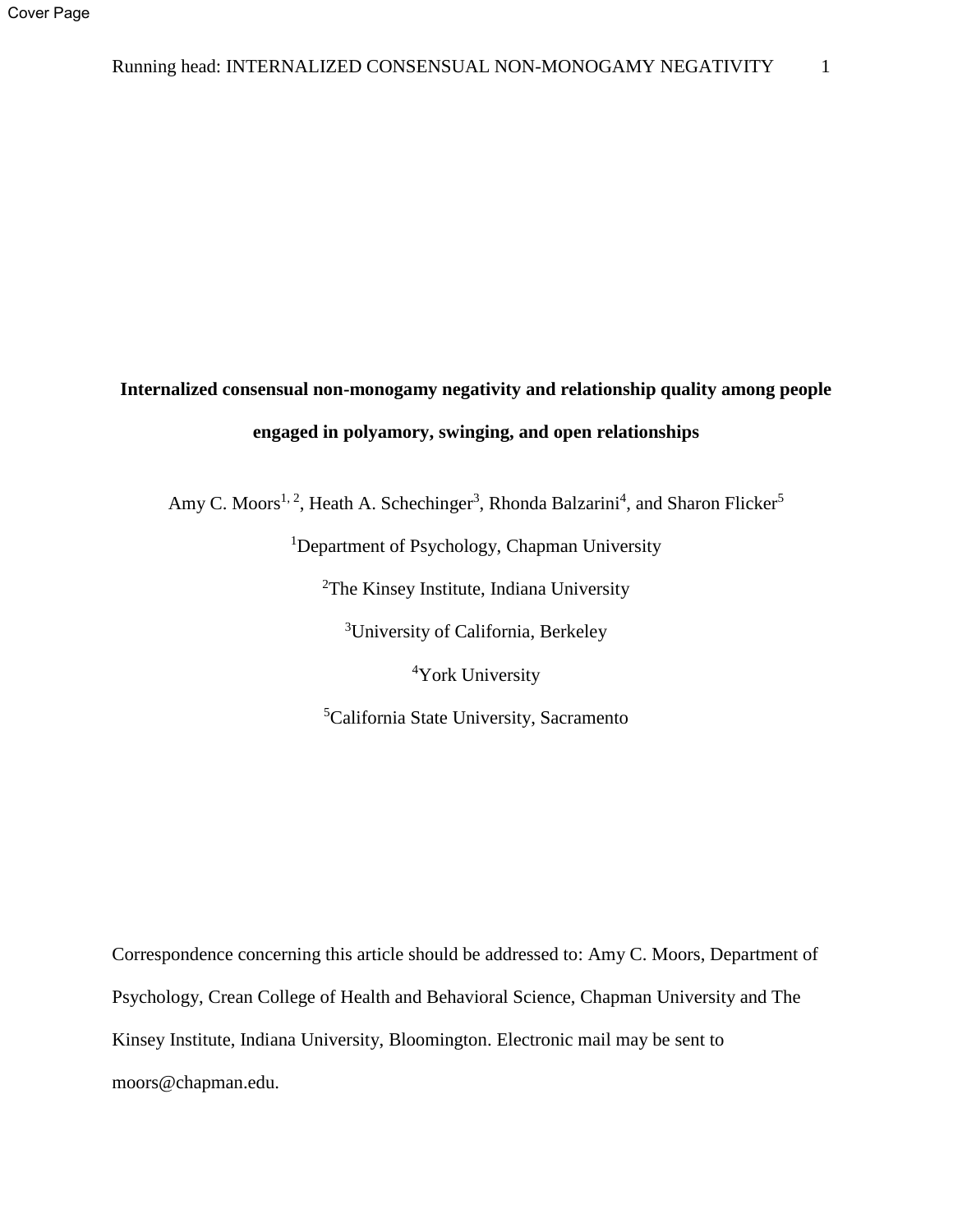# Internalized consensual non-monogamy negativity and relationship quality among people engaged in polyamory, swinging, and open relationships

Amy C. Moors[1, 2], Heath A. Schechinger[3], Rhonda Balzarini[4], and Sharon Flicker[5]

[1]Department of Psychology, Chapman University

[2]The Kinsey Institute, Indiana University

[3]University of California, Berkeley

[4]York University

[5]California State University, Sacramento

Correspondence concerning this article should be addressed to: Amy C. Moors, Department of Psychology, Crean College of Health and Behavioral Science, Chapman University and The Kinsey Institute, Indiana University, Bloomington. Electronic mail may be sent to moors@chapman.edu.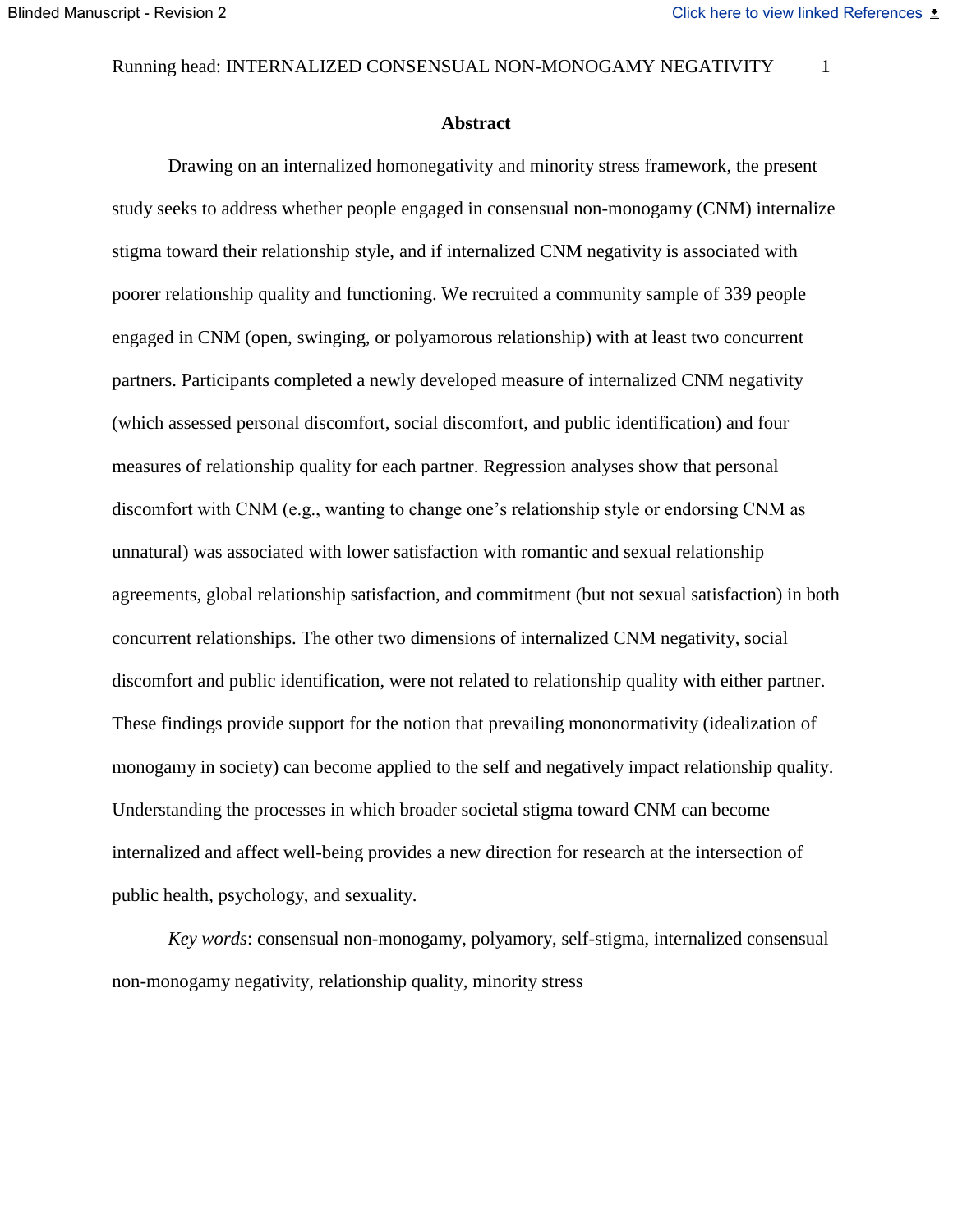## Abstract

Drawing on an internalized homonegativity and minority stress framework, the present study seeks to address whether people engaged in consensual non-monogamy (CNM) internalize stigma toward their relationship style, and if internalized CNM negativity is associated with poorer relationship quality and functioning. We recruited a community sample of 339 people engaged in CNM (open, swinging, or polyamorous relationship) with at least two concurrent partners. Participants completed a newly developed measure of internalized CNM negativity (which assessed personal discomfort, social discomfort, and public identification) and four measures of relationship quality for each partner. Regression analyses show that personal discomfort with CNM (e.g., wanting to change one's relationship style or endorsing CNM as unnatural) was associated with lower satisfaction with romantic and sexual relationship agreements, global relationship satisfaction, and commitment (but not sexual satisfaction) in both concurrent relationships. The other two dimensions of internalized CNM negativity, social discomfort and public identification, were not related to relationship quality with either partner. These findings provide support for the notion that prevailing mononormativity (idealization of monogamy in society) can become applied to the self and negatively impact relationship quality. Understanding the processes in which broader societal stigma toward CNM can become internalized and affect well-being provides a new direction for research at the intersection of public health, psychology, and sexuality.

*Key words*: consensual non-monogamy, polyamory, self-stigma, internalized consensual non-monogamy negativity, relationship quality, minority stress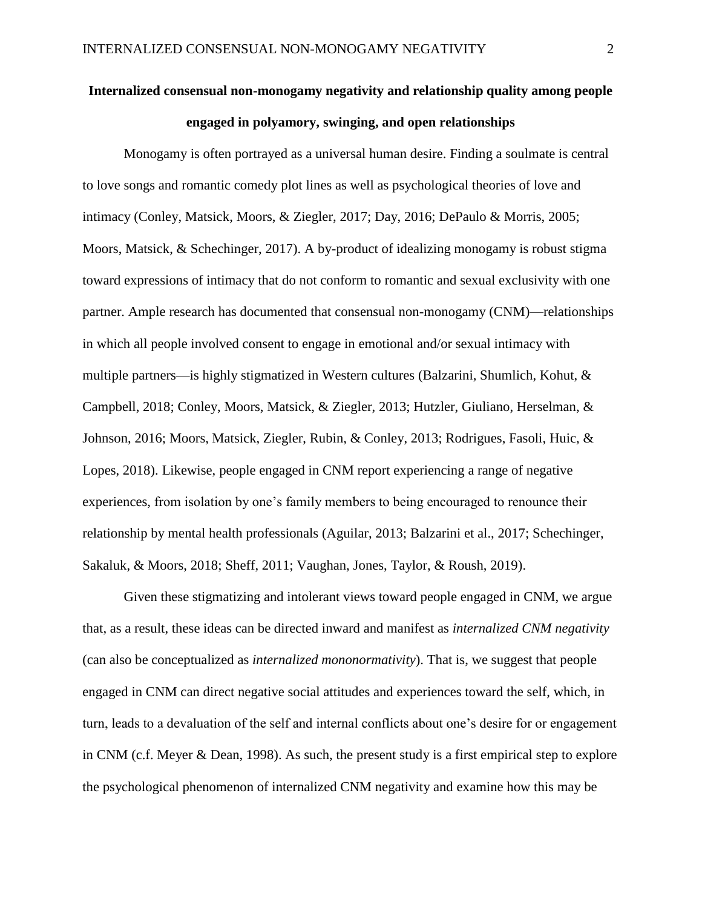**Internalized consensual non-monogamy negativity and relationship quality among people engaged in polyamory, swinging, and open relationships**

Monogamy is often portrayed as a universal human desire. Finding a soulmate is central to love songs and romantic comedy plot lines as well as psychological theories of love and intimacy (Conley, Matsick, Moors, & Ziegler, 2017; Day, 2016; DePaulo & Morris, 2005; Moors, Matsick, & Schechinger, 2017). A by-product of idealizing monogamy is robust stigma toward expressions of intimacy that do not conform to romantic and sexual exclusivity with one partner. Ample research has documented that consensual non-monogamy (CNM)—relationships in which all people involved consent to engage in emotional and/or sexual intimacy with multiple partners—is highly stigmatized in Western cultures (Balzarini, Shumlich, Kohut, & Campbell, 2018; Conley, Moors, Matsick, & Ziegler, 2013; Hutzler, Giuliano, Herselman, & Johnson, 2016; Moors, Matsick, Ziegler, Rubin, & Conley, 2013; Rodrigues, Fasoli, Huic, & Lopes, 2018). Likewise, people engaged in CNM report experiencing a range of negative experiences, from isolation by one's family members to being encouraged to renounce their relationship by mental health professionals (Aguilar, 2013; Balzarini et al., 2017; Schechinger, Sakaluk, & Moors, 2018; Sheff, 2011; Vaughan, Jones, Taylor, & Roush, 2019).

Given these stigmatizing and intolerant views toward people engaged in CNM, we argue that, as a result, these ideas can be directed inward and manifest as *internalized CNM negativity* (can also be conceptualized as *internalized mononormativity*). That is, we suggest that people engaged in CNM can direct negative social attitudes and experiences toward the self, which, in turn, leads to a devaluation of the self and internal conflicts about one's desire for or engagement in CNM (c.f. Meyer & Dean, 1998). As such, the present study is a first empirical step to explore the psychological phenomenon of internalized CNM negativity and examine how this may be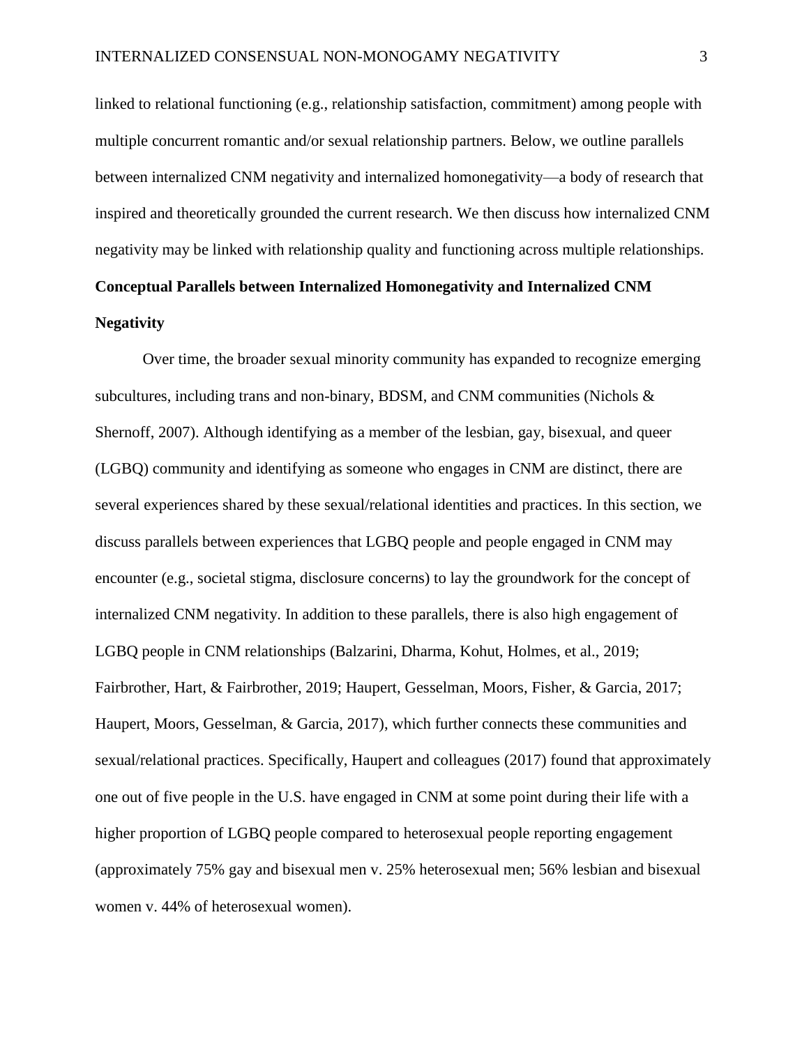linked to relational functioning (e.g., relationship satisfaction, commitment) among people with multiple concurrent romantic and/or sexual relationship partners. Below, we outline parallels between internalized CNM negativity and internalized homonegativity—a body of research that inspired and theoretically grounded the current research. We then discuss how internalized CNM negativity may be linked with relationship quality and functioning across multiple relationships.

## Conceptual Parallels between Internalized Homonegativity and Internalized CNM Negativity

Over time, the broader sexual minority community has expanded to recognize emerging subcultures, including trans and non-binary, BDSM, and CNM communities (Nichols & Shernoff, 2007). Although identifying as a member of the lesbian, gay, bisexual, and queer (LGBQ) community and identifying as someone who engages in CNM are distinct, there are several experiences shared by these sexual/relational identities and practices. In this section, we discuss parallels between experiences that LGBQ people and people engaged in CNM may encounter (e.g., societal stigma, disclosure concerns) to lay the groundwork for the concept of internalized CNM negativity. In addition to these parallels, there is also high engagement of LGBQ people in CNM relationships (Balzarini, Dharma, Kohut, Holmes, et al., 2019; Fairbrother, Hart, & Fairbrother, 2019; Haupert, Gesselman, Moors, Fisher, & Garcia, 2017; Haupert, Moors, Gesselman, & Garcia, 2017), which further connects these communities and sexual/relational practices. Specifically, Haupert and colleagues (2017) found that approximately one out of five people in the U.S. have engaged in CNM at some point during their life with a higher proportion of LGBQ people compared to heterosexual people reporting engagement (approximately 75% gay and bisexual men v. 25% heterosexual men; 56% lesbian and bisexual women v. 44% of heterosexual women).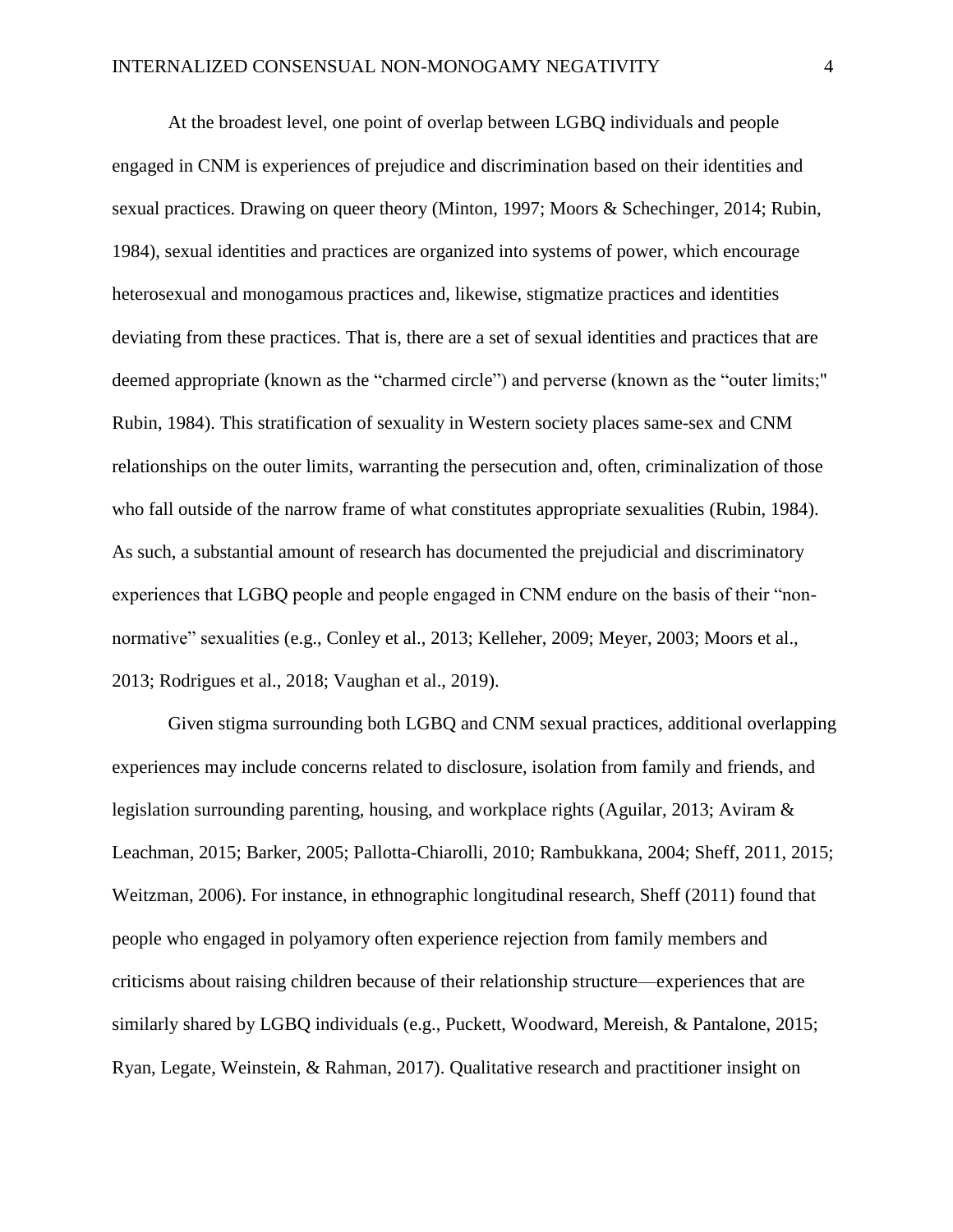At the broadest level, one point of overlap between LGBQ individuals and people engaged in CNM is experiences of prejudice and discrimination based on their identities and sexual practices. Drawing on queer theory (Minton, 1997; Moors & Schechinger, 2014; Rubin, 1984), sexual identities and practices are organized into systems of power, which encourage heterosexual and monogamous practices and, likewise, stigmatize practices and identities deviating from these practices. That is, there are a set of sexual identities and practices that are deemed appropriate (known as the "charmed circle") and perverse (known as the "outer limits;" Rubin, 1984). This stratification of sexuality in Western society places same-sex and CNM relationships on the outer limits, warranting the persecution and, often, criminalization of those who fall outside of the narrow frame of what constitutes appropriate sexualities (Rubin, 1984). As such, a substantial amount of research has documented the prejudicial and discriminatory experiences that LGBQ people and people engaged in CNM endure on the basis of their "non-normative" sexualities (e.g., Conley et al., 2013; Kelleher, 2009; Meyer, 2003; Moors et al., 2013; Rodrigues et al., 2018; Vaughan et al., 2019).

Given stigma surrounding both LGBQ and CNM sexual practices, additional overlapping experiences may include concerns related to disclosure, isolation from family and friends, and legislation surrounding parenting, housing, and workplace rights (Aguilar, 2013; Aviram & Leachman, 2015; Barker, 2005; Pallotta-Chiarolli, 2010; Rambukkana, 2004; Sheff, 2011, 2015; Weitzman, 2006). For instance, in ethnographic longitudinal research, Sheff (2011) found that people who engaged in polyamory often experience rejection from family members and criticisms about raising children because of their relationship structure—experiences that are similarly shared by LGBQ individuals (e.g., Puckett, Woodward, Mereish, & Pantalone, 2015; Ryan, Legate, Weinstein, & Rahman, 2017). Qualitative research and practitioner insight on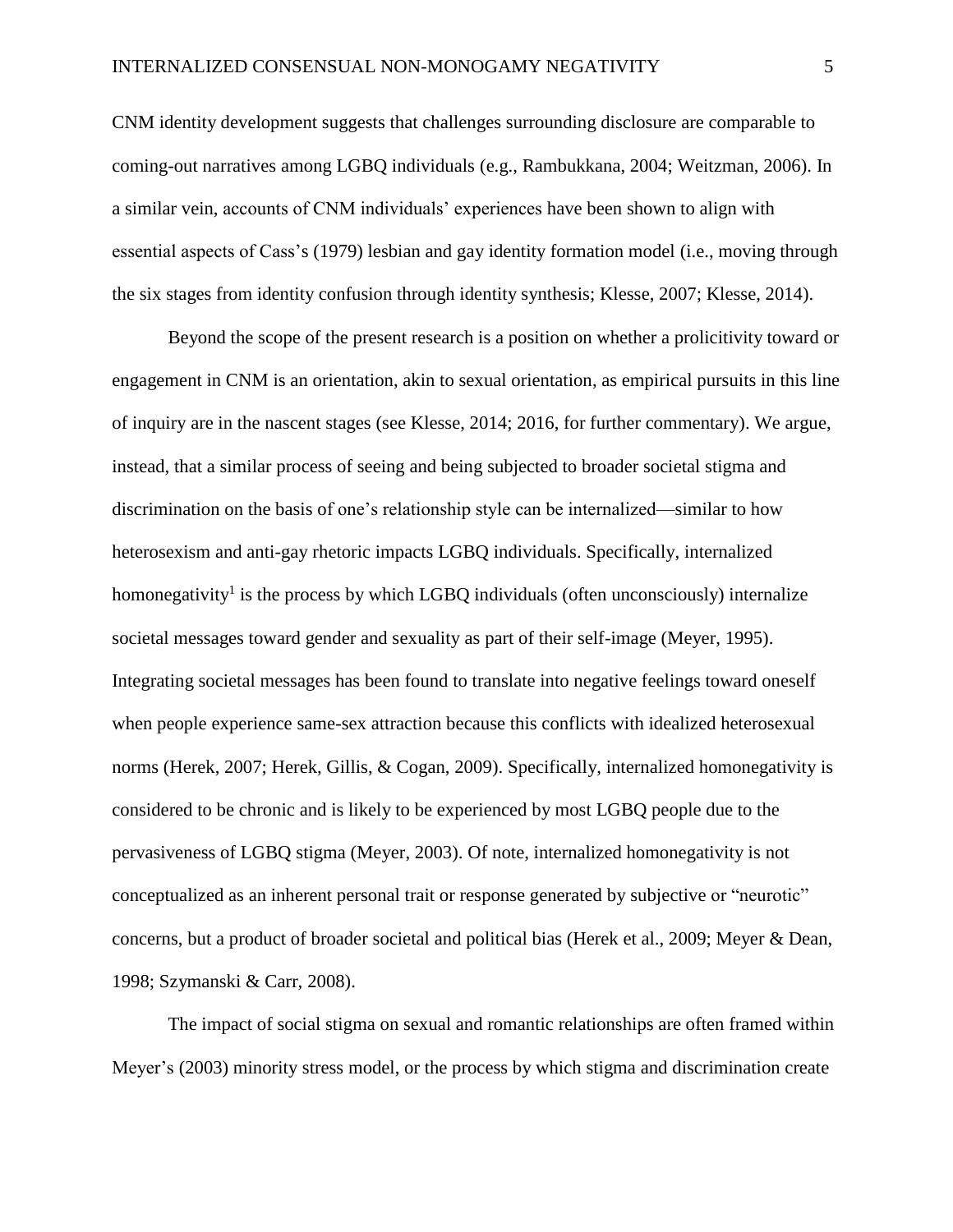CNM identity development suggests that challenges surrounding disclosure are comparable to coming-out narratives among LGBQ individuals (e.g., Rambukkana, 2004; Weitzman, 2006). In a similar vein, accounts of CNM individuals' experiences have been shown to align with essential aspects of Cass's (1979) lesbian and gay identity formation model (i.e., moving through the six stages from identity confusion through identity synthesis; Klesse, 2007; Klesse, 2014).

Beyond the scope of the present research is a position on whether a prolicitivity toward or engagement in CNM is an orientation, akin to sexual orientation, as empirical pursuits in this line of inquiry are in the nascent stages (see Klesse, 2014; 2016, for further commentary). We argue, instead, that a similar process of seeing and being subjected to broader societal stigma and discrimination on the basis of one's relationship style can be internalized—similar to how heterosexism and anti-gay rhetoric impacts LGBQ individuals. Specifically, internalized homonegativity[1] is the process by which LGBQ individuals (often unconsciously) internalize societal messages toward gender and sexuality as part of their self-image (Meyer, 1995). Integrating societal messages has been found to translate into negative feelings toward oneself when people experience same-sex attraction because this conflicts with idealized heterosexual norms (Herek, 2007; Herek, Gillis, & Cogan, 2009). Specifically, internalized homonegativity is considered to be chronic and is likely to be experienced by most LGBQ people due to the pervasiveness of LGBQ stigma (Meyer, 2003). Of note, internalized homonegativity is not conceptualized as an inherent personal trait or response generated by subjective or "neurotic" concerns, but a product of broader societal and political bias (Herek et al., 2009; Meyer & Dean, 1998; Szymanski & Carr, 2008).

The impact of social stigma on sexual and romantic relationships are often framed within Meyer's (2003) minority stress model, or the process by which stigma and discrimination create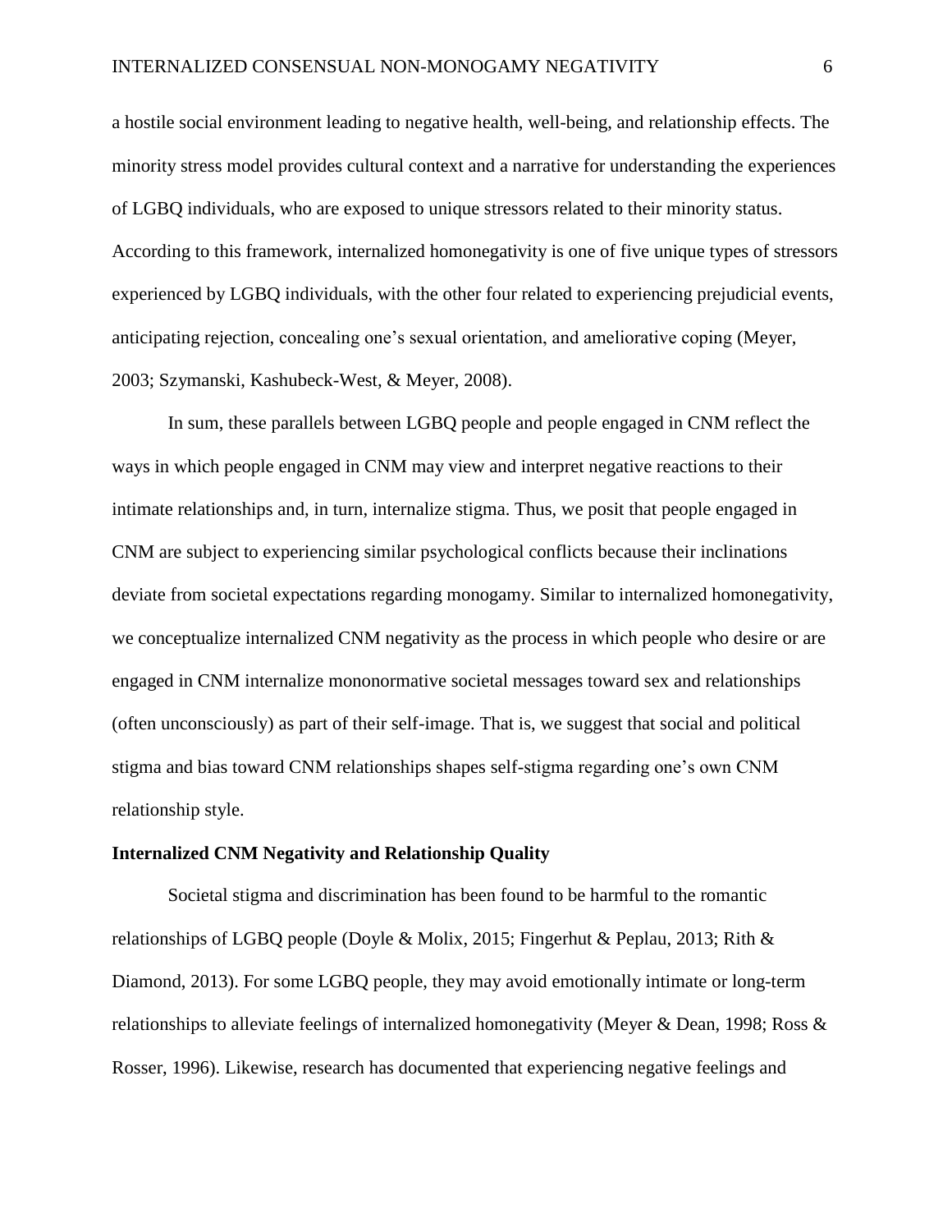a hostile social environment leading to negative health, well-being, and relationship effects. The minority stress model provides cultural context and a narrative for understanding the experiences of LGBQ individuals, who are exposed to unique stressors related to their minority status. According to this framework, internalized homonegativity is one of five unique types of stressors experienced by LGBQ individuals, with the other four related to experiencing prejudicial events, anticipating rejection, concealing one's sexual orientation, and ameliorative coping (Meyer, 2003; Szymanski, Kashubeck-West, & Meyer, 2008).

In sum, these parallels between LGBQ people and people engaged in CNM reflect the ways in which people engaged in CNM may view and interpret negative reactions to their intimate relationships and, in turn, internalize stigma. Thus, we posit that people engaged in CNM are subject to experiencing similar psychological conflicts because their inclinations deviate from societal expectations regarding monogamy. Similar to internalized homonegativity, we conceptualize internalized CNM negativity as the process in which people who desire or are engaged in CNM internalize mononormative societal messages toward sex and relationships (often unconsciously) as part of their self-image. That is, we suggest that social and political stigma and bias toward CNM relationships shapes self-stigma regarding one's own CNM relationship style.

**Internalized CNM Negativity and Relationship Quality**

Societal stigma and discrimination has been found to be harmful to the romantic relationships of LGBQ people (Doyle & Molix, 2015; Fingerhut & Peplau, 2013; Rith & Diamond, 2013). For some LGBQ people, they may avoid emotionally intimate or long-term relationships to alleviate feelings of internalized homonegativity (Meyer & Dean, 1998; Ross & Rosser, 1996). Likewise, research has documented that experiencing negative feelings and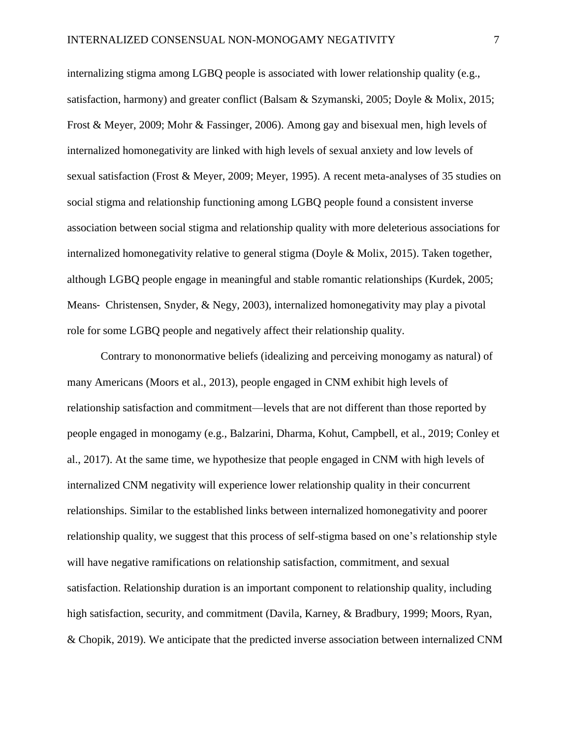internalizing stigma among LGBQ people is associated with lower relationship quality (e.g., satisfaction, harmony) and greater conflict (Balsam & Szymanski, 2005; Doyle & Molix, 2015; Frost & Meyer, 2009; Mohr & Fassinger, 2006). Among gay and bisexual men, high levels of internalized homonegativity are linked with high levels of sexual anxiety and low levels of sexual satisfaction (Frost & Meyer, 2009; Meyer, 1995). A recent meta-analyses of 35 studies on social stigma and relationship functioning among LGBQ people found a consistent inverse association between social stigma and relationship quality with more deleterious associations for internalized homonegativity relative to general stigma (Doyle & Molix, 2015). Taken together, although LGBQ people engage in meaningful and stable romantic relationships (Kurdek, 2005; Means- Christensen, Snyder, & Negy, 2003), internalized homonegativity may play a pivotal role for some LGBQ people and negatively affect their relationship quality.

Contrary to mononormative beliefs (idealizing and perceiving monogamy as natural) of many Americans (Moors et al., 2013), people engaged in CNM exhibit high levels of relationship satisfaction and commitment—levels that are not different than those reported by people engaged in monogamy (e.g., Balzarini, Dharma, Kohut, Campbell, et al., 2019; Conley et al., 2017). At the same time, we hypothesize that people engaged in CNM with high levels of internalized CNM negativity will experience lower relationship quality in their concurrent relationships. Similar to the established links between internalized homonegativity and poorer relationship quality, we suggest that this process of self-stigma based on one's relationship style will have negative ramifications on relationship satisfaction, commitment, and sexual satisfaction. Relationship duration is an important component to relationship quality, including high satisfaction, security, and commitment (Davila, Karney, & Bradbury, 1999; Moors, Ryan, & Chopik, 2019). We anticipate that the predicted inverse association between internalized CNM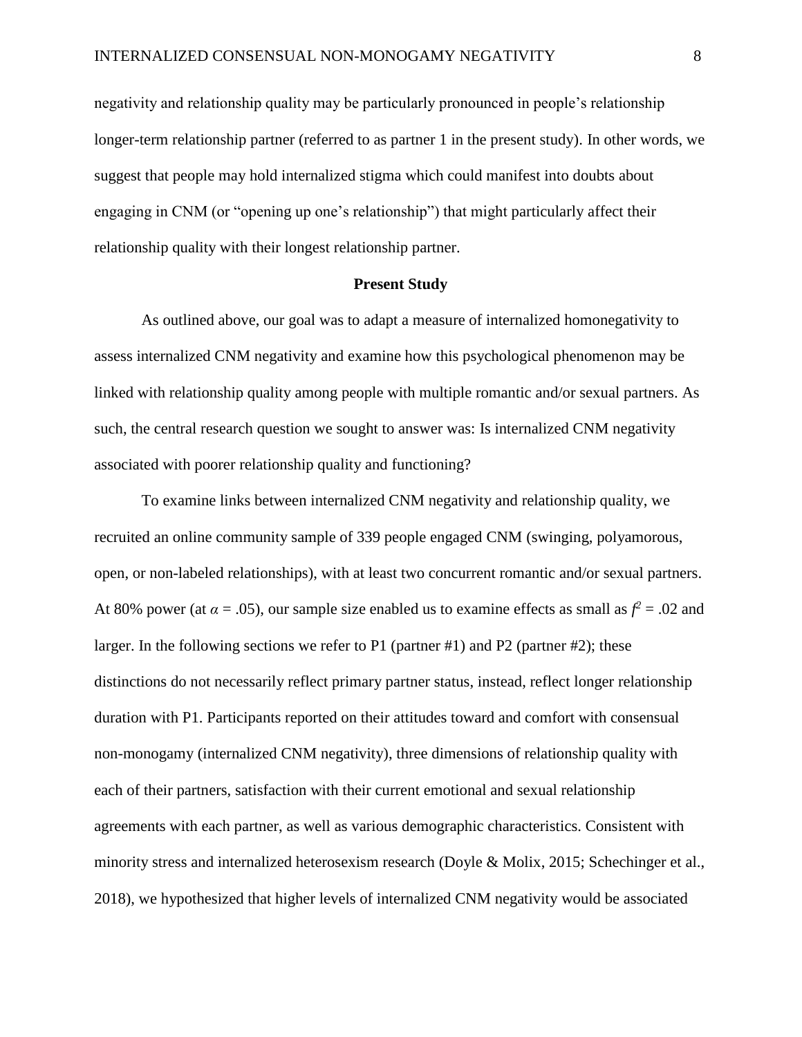negativity and relationship quality may be particularly pronounced in people's relationship longer-term relationship partner (referred to as partner 1 in the present study). In other words, we suggest that people may hold internalized stigma which could manifest into doubts about engaging in CNM (or "opening up one's relationship") that might particularly affect their relationship quality with their longest relationship partner.

## Present Study

As outlined above, our goal was to adapt a measure of internalized homonegativity to assess internalized CNM negativity and examine how this psychological phenomenon may be linked with relationship quality among people with multiple romantic and/or sexual partners. As such, the central research question we sought to answer was: Is internalized CNM negativity associated with poorer relationship quality and functioning?

To examine links between internalized CNM negativity and relationship quality, we recruited an online community sample of 339 people engaged CNM (swinging, polyamorous, open, or non-labeled relationships), with at least two concurrent romantic and/or sexual partners. At 80% power (at $\alpha = .05$), our sample size enabled us to examine effects as small as $f^2 = .02$ and larger. In the following sections we refer to P1 (partner #1) and P2 (partner #2); these distinctions do not necessarily reflect primary partner status, instead, reflect longer relationship duration with P1. Participants reported on their attitudes toward and comfort with consensual non-monogamy (internalized CNM negativity), three dimensions of relationship quality with each of their partners, satisfaction with their current emotional and sexual relationship agreements with each partner, as well as various demographic characteristics. Consistent with minority stress and internalized heterosexism research (Doyle & Molix, 2015; Schechinger et al., 2018), we hypothesized that higher levels of internalized CNM negativity would be associated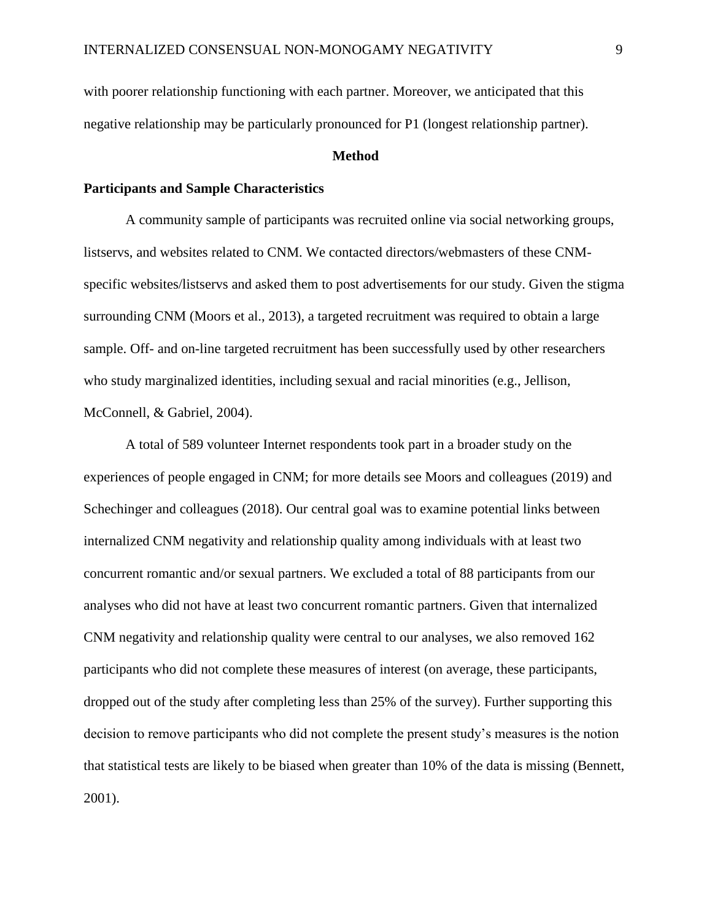with poorer relationship functioning with each partner. Moreover, we anticipated that this negative relationship may be particularly pronounced for P1 (longest relationship partner).

## Method

### Participants and Sample Characteristics

A community sample of participants was recruited online via social networking groups, listservs, and websites related to CNM. We contacted directors/webmasters of these CNM-specific websites/listservs and asked them to post advertisements for our study. Given the stigma surrounding CNM (Moors et al., 2013), a targeted recruitment was required to obtain a large sample. Off- and on-line targeted recruitment has been successfully used by other researchers who study marginalized identities, including sexual and racial minorities (e.g., Jellison, McConnell, & Gabriel, 2004).

A total of 589 volunteer Internet respondents took part in a broader study on the experiences of people engaged in CNM; for more details see Moors and colleagues (2019) and Schechinger and colleagues (2018). Our central goal was to examine potential links between internalized CNM negativity and relationship quality among individuals with at least two concurrent romantic and/or sexual partners. We excluded a total of 88 participants from our analyses who did not have at least two concurrent romantic partners. Given that internalized CNM negativity and relationship quality were central to our analyses, we also removed 162 participants who did not complete these measures of interest (on average, these participants, dropped out of the study after completing less than 25% of the survey). Further supporting this decision to remove participants who did not complete the present study's measures is the notion that statistical tests are likely to be biased when greater than 10% of the data is missing (Bennett, 2001).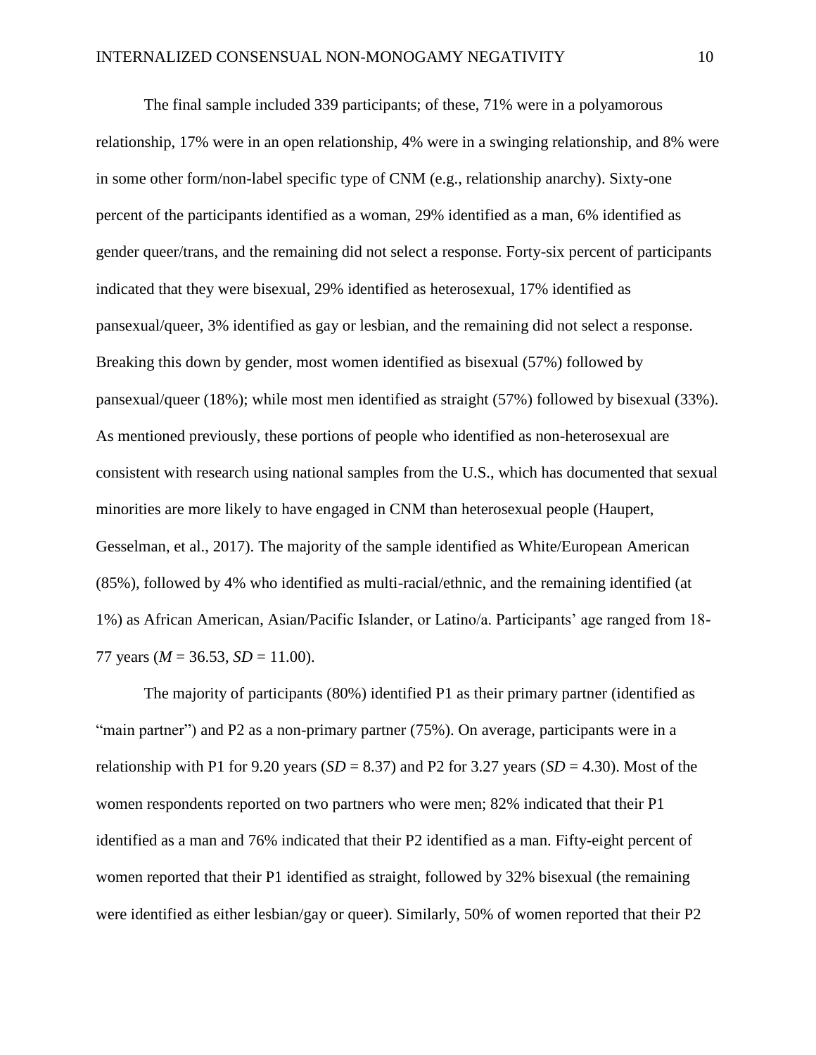The final sample included 339 participants; of these, 71% were in a polyamorous relationship, 17% were in an open relationship, 4% were in a swinging relationship, and 8% were in some other form/non-label specific type of CNM (e.g., relationship anarchy). Sixty-one percent of the participants identified as a woman, 29% identified as a man, 6% identified as gender queer/trans, and the remaining did not select a response. Forty-six percent of participants indicated that they were bisexual, 29% identified as heterosexual, 17% identified as pansexual/queer, 3% identified as gay or lesbian, and the remaining did not select a response. Breaking this down by gender, most women identified as bisexual (57%) followed by pansexual/queer (18%); while most men identified as straight (57%) followed by bisexual (33%). As mentioned previously, these portions of people who identified as non-heterosexual are consistent with research using national samples from the U.S., which has documented that sexual minorities are more likely to have engaged in CNM than heterosexual people (Haupert, Gesselman, et al., 2017). The majority of the sample identified as White/European American (85%), followed by 4% who identified as multi-racial/ethnic, and the remaining identified (at 1%) as African American, Asian/Pacific Islander, or Latino/a. Participants' age ranged from 18-77 years ($M$ = 36.53, $SD$ = 11.00).

The majority of participants (80%) identified P1 as their primary partner (identified as "main partner") and P2 as a non-primary partner (75%). On average, participants were in a relationship with P1 for 9.20 years ($SD$ = 8.37) and P2 for 3.27 years ($SD$ = 4.30). Most of the women respondents reported on two partners who were men; 82% indicated that their P1 identified as a man and 76% indicated that their P2 identified as a man. Fifty-eight percent of women reported that their P1 identified as straight, followed by 32% bisexual (the remaining were identified as either lesbian/gay or queer). Similarly, 50% of women reported that their P2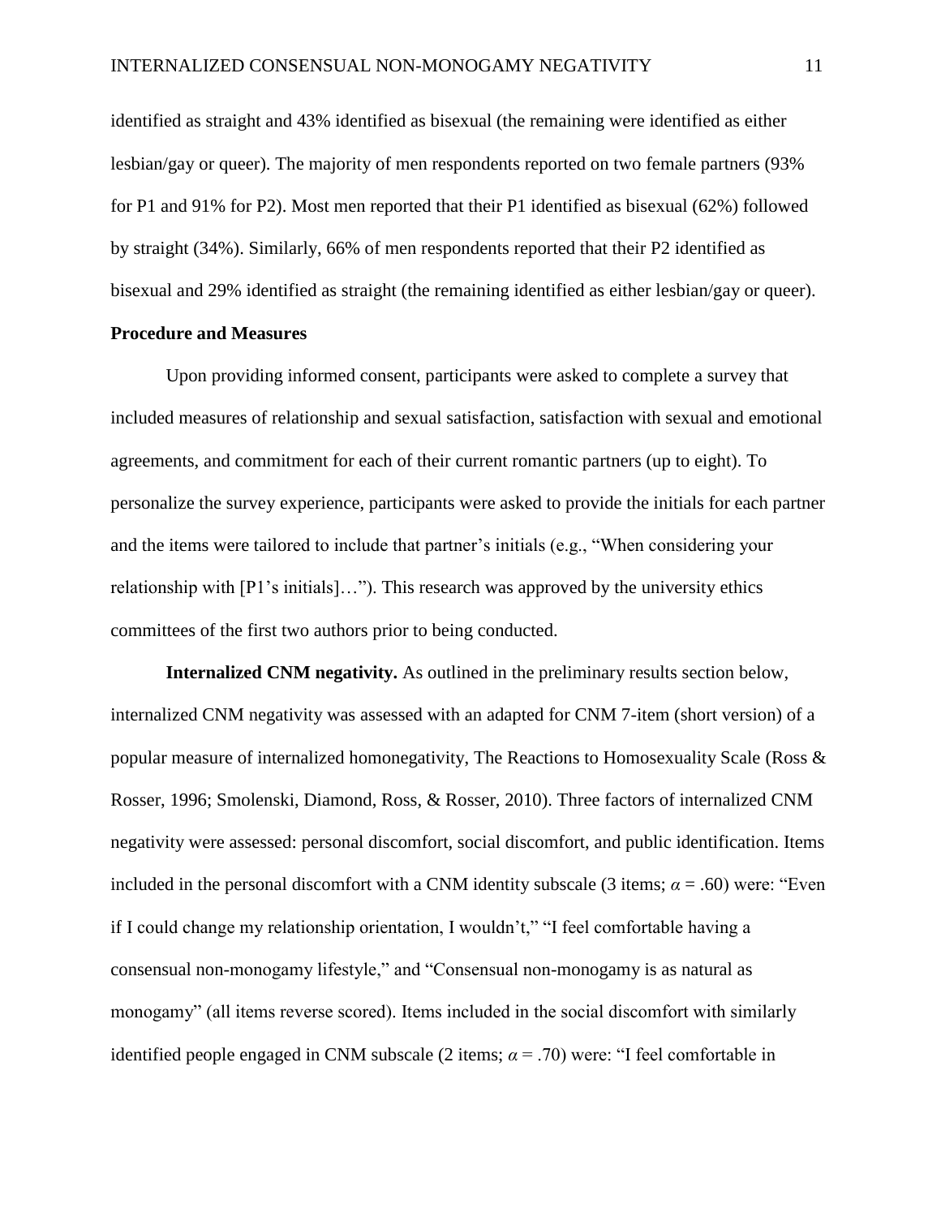identified as straight and 43% identified as bisexual (the remaining were identified as either lesbian/gay or queer). The majority of men respondents reported on two female partners (93% for P1 and 91% for P2). Most men reported that their P1 identified as bisexual (62%) followed by straight (34%). Similarly, 66% of men respondents reported that their P2 identified as bisexual and 29% identified as straight (the remaining identified as either lesbian/gay or queer).

## Procedure and Measures

Upon providing informed consent, participants were asked to complete a survey that included measures of relationship and sexual satisfaction, satisfaction with sexual and emotional agreements, and commitment for each of their current romantic partners (up to eight). To personalize the survey experience, participants were asked to provide the initials for each partner and the items were tailored to include that partner's initials (e.g., "When considering your relationship with [P1's initials]…"). This research was approved by the university ethics committees of the first two authors prior to being conducted.

**Internalized CNM negativity.** As outlined in the preliminary results section below, internalized CNM negativity was assessed with an adapted for CNM 7-item (short version) of a popular measure of internalized homonegativity, The Reactions to Homosexuality Scale (Ross & Rosser, 1996; Smolenski, Diamond, Ross, & Rosser, 2010). Three factors of internalized CNM negativity were assessed: personal discomfort, social discomfort, and public identification. Items included in the personal discomfort with a CNM identity subscale (3 items; $\alpha = .60$) were: "Even if I could change my relationship orientation, I wouldn't," "I feel comfortable having a consensual non-monogamy lifestyle," and "Consensual non-monogamy is as natural as monogamy" (all items reverse scored). Items included in the social discomfort with similarly identified people engaged in CNM subscale (2 items; $\alpha = .70$) were: "I feel comfortable in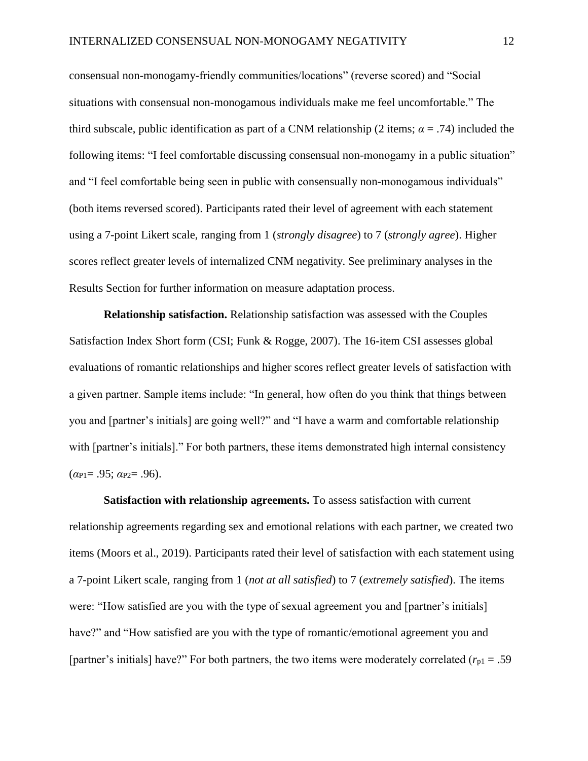consensual non-monogamy-friendly communities/locations" (reverse scored) and "Social situations with consensual non-monogamous individuals make me feel uncomfortable." The third subscale, public identification as part of a CNM relationship (2 items; $\alpha$ = .74) included the following items: "I feel comfortable discussing consensual non-monogamy in a public situation" and "I feel comfortable being seen in public with consensually non-monogamous individuals" (both items reversed scored). Participants rated their level of agreement with each statement using a 7-point Likert scale, ranging from 1 (*strongly disagree*) to 7 (*strongly agree*). Higher scores reflect greater levels of internalized CNM negativity. See preliminary analyses in the Results Section for further information on measure adaptation process.

**Relationship satisfaction.** Relationship satisfaction was assessed with the Couples Satisfaction Index Short form (CSI; Funk & Rogge, 2007). The 16-item CSI assesses global evaluations of romantic relationships and higher scores reflect greater levels of satisfaction with a given partner. Sample items include: "In general, how often do you think that things between you and [partner's initials] are going well?" and "I have a warm and comfortable relationship with [partner's initials]." For both partners, these items demonstrated high internal consistency ($\alpha_{P1}$= .95; $\alpha_{P2}$= .96).

**Satisfaction with relationship agreements.** To assess satisfaction with current relationship agreements regarding sex and emotional relations with each partner, we created two items (Moors et al., 2019). Participants rated their level of satisfaction with each statement using a 7-point Likert scale, ranging from 1 (*not at all satisfied*) to 7 (*extremely satisfied*). The items were: "How satisfied are you with the type of sexual agreement you and [partner's initials] have?" and "How satisfied are you with the type of romantic/emotional agreement you and [partner's initials] have?" For both partners, the two items were moderately correlated ($r_{p1}$ = .59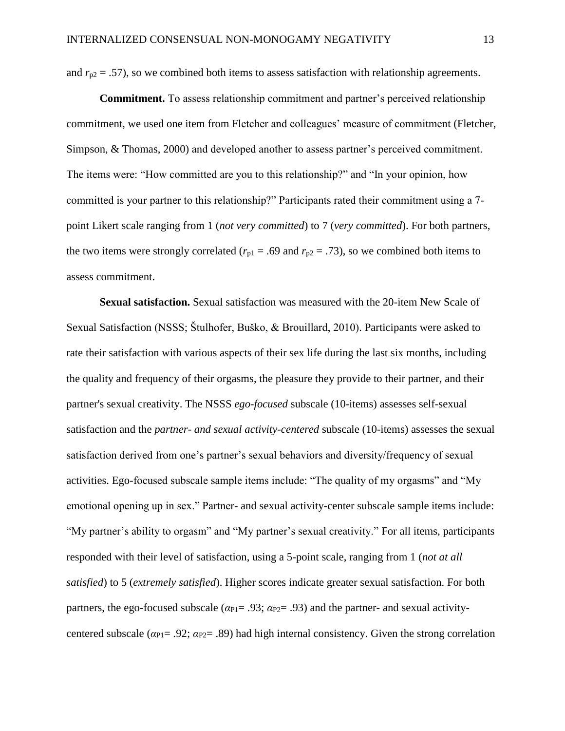and $r_{p2}$ = .57), so we combined both items to assess satisfaction with relationship agreements.

**Commitment.** To assess relationship commitment and partner's perceived relationship commitment, we used one item from Fletcher and colleagues' measure of commitment (Fletcher, Simpson, & Thomas, 2000) and developed another to assess partner's perceived commitment. The items were: "How committed are you to this relationship?" and "In your opinion, how committed is your partner to this relationship?" Participants rated their commitment using a 7-point Likert scale ranging from 1 (*not very committed*) to 7 (*very committed*). For both partners, the two items were strongly correlated ($r_{p1}$ = .69 and $r_{p2}$ = .73), so we combined both items to assess commitment.

**Sexual satisfaction.** Sexual satisfaction was measured with the 20-item New Scale of Sexual Satisfaction (NSSS; Štulhofer, Buško, & Brouillard, 2010). Participants were asked to rate their satisfaction with various aspects of their sex life during the last six months, including the quality and frequency of their orgasms, the pleasure they provide to their partner, and their partner's sexual creativity. The NSSS *ego-focused* subscale (10-items) assesses self-sexual satisfaction and the *partner- and sexual activity-centered* subscale (10-items) assesses the sexual satisfaction derived from one's partner's sexual behaviors and diversity/frequency of sexual activities. Ego-focused subscale sample items include: "The quality of my orgasms" and "My emotional opening up in sex." Partner- and sexual activity-center subscale sample items include: "My partner's ability to orgasm" and "My partner's sexual creativity." For all items, participants responded with their level of satisfaction, using a 5-point scale, ranging from 1 (*not at all satisfied*) to 5 (*extremely satisfied*). Higher scores indicate greater sexual satisfaction. For both partners, the ego-focused subscale ($\alpha_{P1}$= .93; $\alpha_{P2}$= .93) and the partner- and sexual activity-centered subscale ($\alpha_{P1}$= .92; $\alpha_{P2}$= .89) had high internal consistency. Given the strong correlation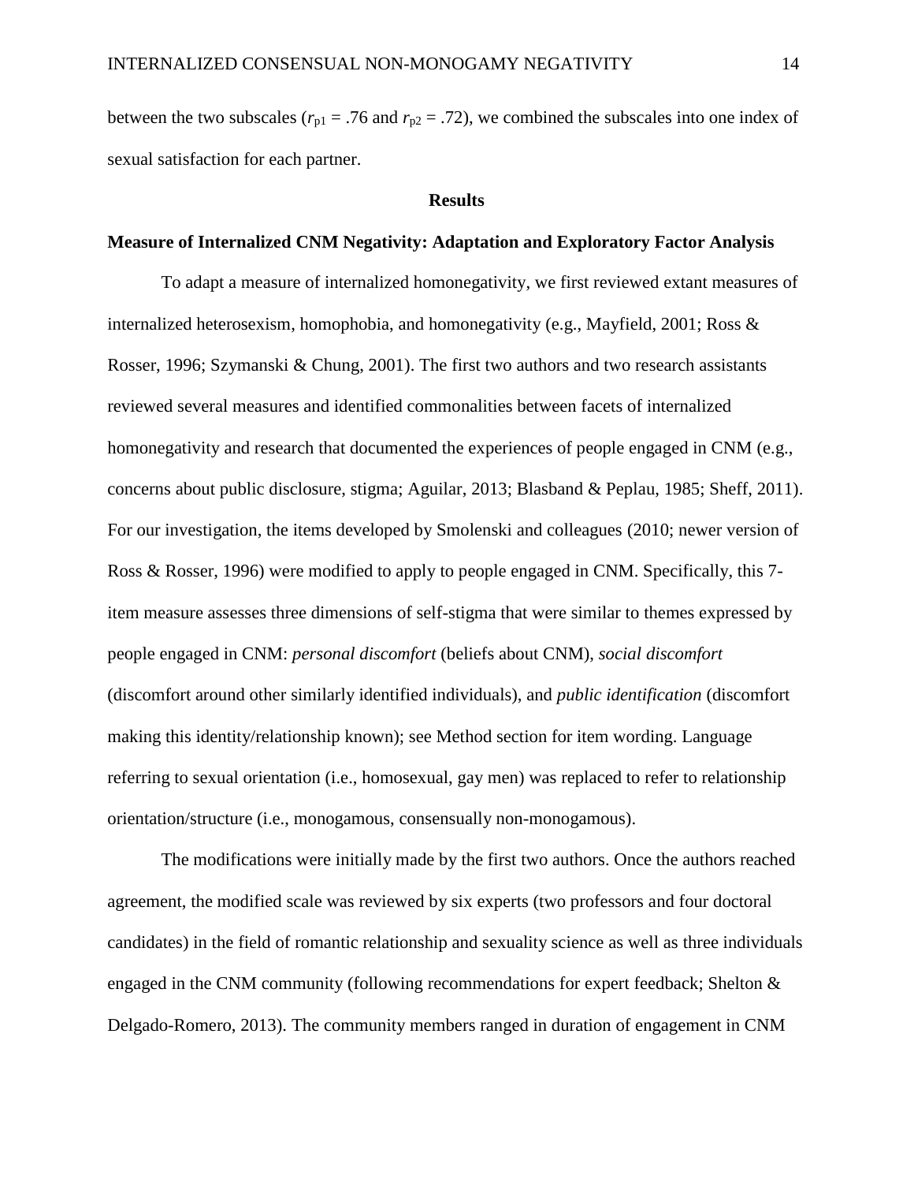between the two subscales ($r_{p1}$ = .76 and $r_{p2}$ = .72), we combined the subscales into one index of sexual satisfaction for each partner.

## Results

### Measure of Internalized CNM Negativity: Adaptation and Exploratory Factor Analysis

To adapt a measure of internalized homonegativity, we first reviewed extant measures of internalized heterosexism, homophobia, and homonegativity (e.g., Mayfield, 2001; Ross & Rosser, 1996; Szymanski & Chung, 2001). The first two authors and two research assistants reviewed several measures and identified commonalities between facets of internalized homonegativity and research that documented the experiences of people engaged in CNM (e.g., concerns about public disclosure, stigma; Aguilar, 2013; Blasband & Peplau, 1985; Sheff, 2011). For our investigation, the items developed by Smolenski and colleagues (2010; newer version of Ross & Rosser, 1996) were modified to apply to people engaged in CNM. Specifically, this 7-item measure assesses three dimensions of self-stigma that were similar to themes expressed by people engaged in CNM: *personal discomfort* (beliefs about CNM), *social discomfort* (discomfort around other similarly identified individuals), and *public identification* (discomfort making this identity/relationship known); see Method section for item wording. Language referring to sexual orientation (i.e., homosexual, gay men) was replaced to refer to relationship orientation/structure (i.e., monogamous, consensually non-monogamous).

The modifications were initially made by the first two authors. Once the authors reached agreement, the modified scale was reviewed by six experts (two professors and four doctoral candidates) in the field of romantic relationship and sexuality science as well as three individuals engaged in the CNM community (following recommendations for expert feedback; Shelton & Delgado-Romero, 2013). The community members ranged in duration of engagement in CNM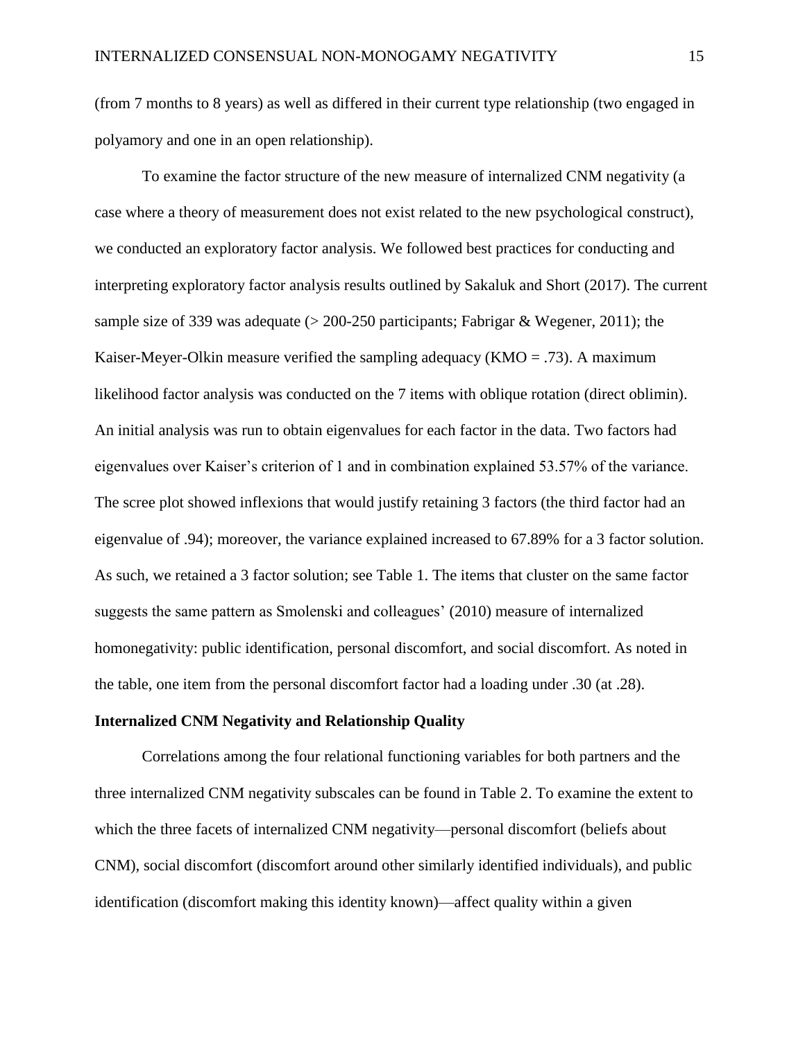(from 7 months to 8 years) as well as differed in their current type relationship (two engaged in polyamory and one in an open relationship).

To examine the factor structure of the new measure of internalized CNM negativity (a case where a theory of measurement does not exist related to the new psychological construct), we conducted an exploratory factor analysis. We followed best practices for conducting and interpreting exploratory factor analysis results outlined by Sakaluk and Short (2017). The current sample size of 339 was adequate (> 200-250 participants; Fabrigar & Wegener, 2011); the Kaiser-Meyer-Olkin measure verified the sampling adequacy (KMO = .73). A maximum likelihood factor analysis was conducted on the 7 items with oblique rotation (direct oblimin). An initial analysis was run to obtain eigenvalues for each factor in the data. Two factors had eigenvalues over Kaiser's criterion of 1 and in combination explained 53.57% of the variance. The scree plot showed inflexions that would justify retaining 3 factors (the third factor had an eigenvalue of .94); moreover, the variance explained increased to 67.89% for a 3 factor solution. As such, we retained a 3 factor solution; see Table 1. The items that cluster on the same factor suggests the same pattern as Smolenski and colleagues' (2010) measure of internalized homonegativity: public identification, personal discomfort, and social discomfort. As noted in the table, one item from the personal discomfort factor had a loading under .30 (at .28).

### Internalized CNM Negativity and Relationship Quality

Correlations among the four relational functioning variables for both partners and the three internalized CNM negativity subscales can be found in Table 2. To examine the extent to which the three facets of internalized CNM negativity—personal discomfort (beliefs about CNM), social discomfort (discomfort around other similarly identified individuals), and public identification (discomfort making this identity known)—affect quality within a given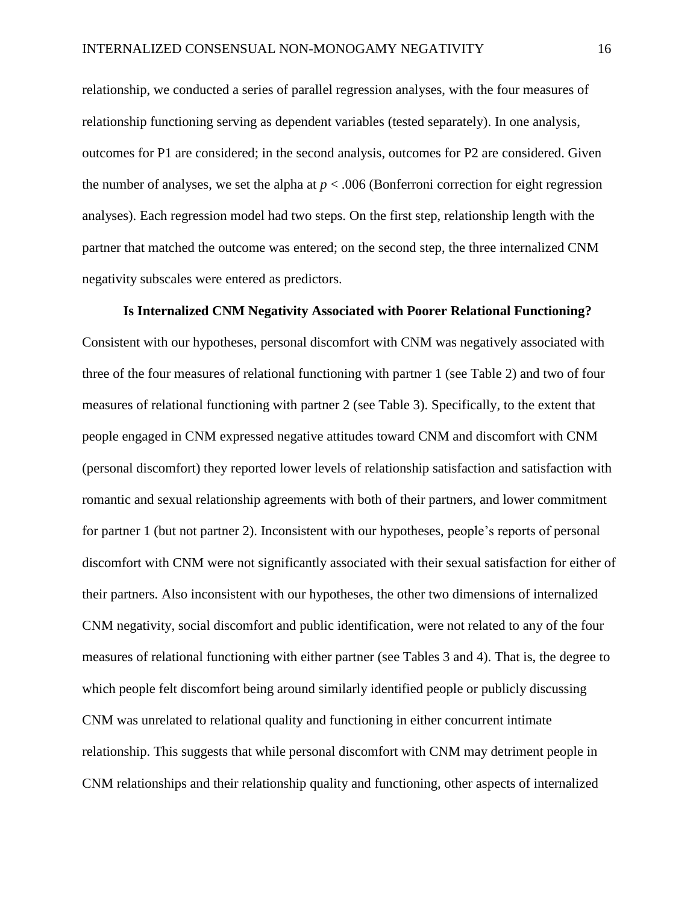relationship, we conducted a series of parallel regression analyses, with the four measures of relationship functioning serving as dependent variables (tested separately). In one analysis, outcomes for P1 are considered; in the second analysis, outcomes for P2 are considered. Given the number of analyses, we set the alpha at $p < .006$ (Bonferroni correction for eight regression analyses). Each regression model had two steps. On the first step, relationship length with the partner that matched the outcome was entered; on the second step, the three internalized CNM negativity subscales were entered as predictors.

### Is Internalized CNM Negativity Associated with Poorer Relational Functioning?

Consistent with our hypotheses, personal discomfort with CNM was negatively associated with three of the four measures of relational functioning with partner 1 (see Table 2) and two of four measures of relational functioning with partner 2 (see Table 3). Specifically, to the extent that people engaged in CNM expressed negative attitudes toward CNM and discomfort with CNM (personal discomfort) they reported lower levels of relationship satisfaction and satisfaction with romantic and sexual relationship agreements with both of their partners, and lower commitment for partner 1 (but not partner 2). Inconsistent with our hypotheses, people's reports of personal discomfort with CNM were not significantly associated with their sexual satisfaction for either of their partners. Also inconsistent with our hypotheses, the other two dimensions of internalized CNM negativity, social discomfort and public identification, were not related to any of the four measures of relational functioning with either partner (see Tables 3 and 4). That is, the degree to which people felt discomfort being around similarly identified people or publicly discussing CNM was unrelated to relational quality and functioning in either concurrent intimate relationship. This suggests that while personal discomfort with CNM may detriment people in CNM relationships and their relationship quality and functioning, other aspects of internalized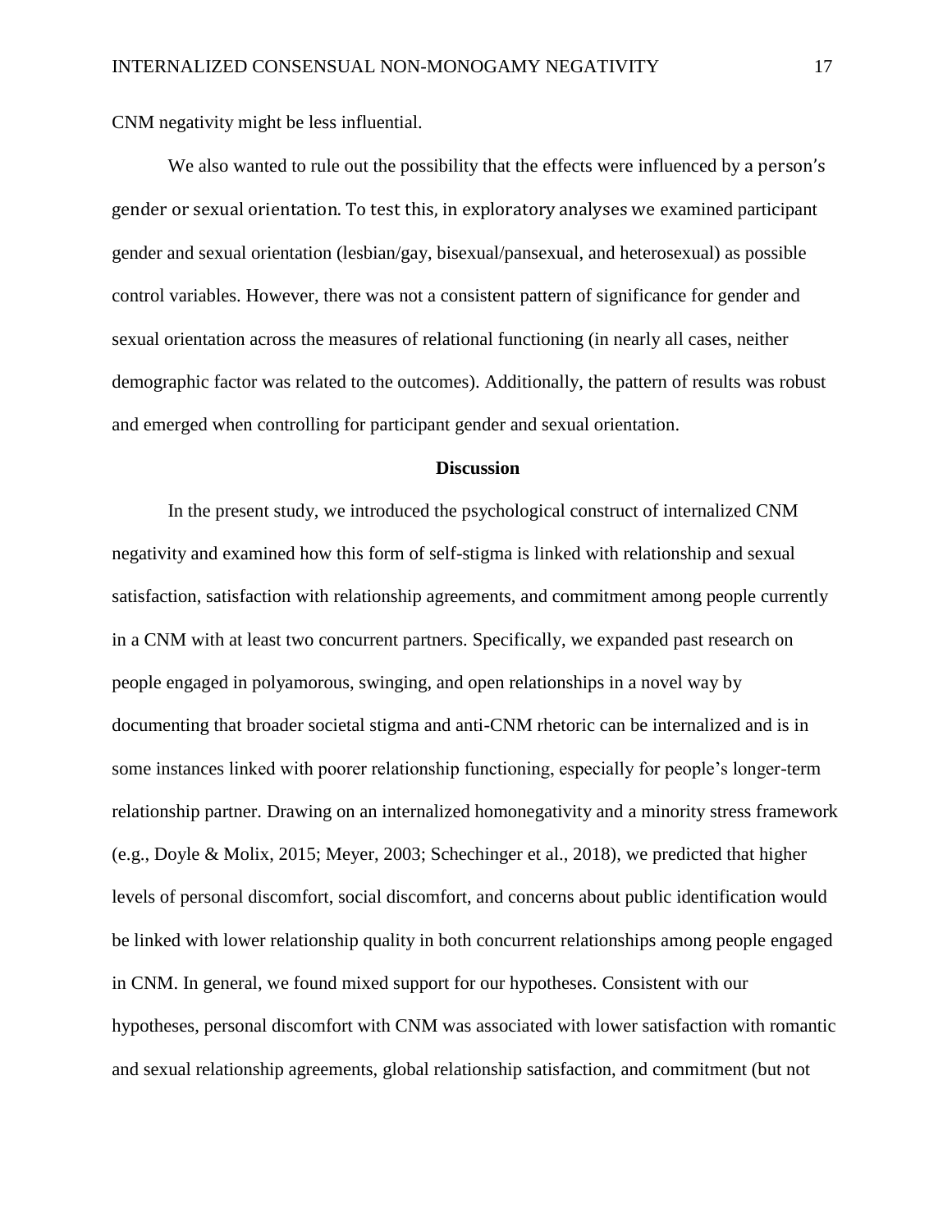CNM negativity might be less influential.

We also wanted to rule out the possibility that the effects were influenced by a person's gender or sexual orientation. To test this, in exploratory analyses we examined participant gender and sexual orientation (lesbian/gay, bisexual/pansexual, and heterosexual) as possible control variables. However, there was not a consistent pattern of significance for gender and sexual orientation across the measures of relational functioning (in nearly all cases, neither demographic factor was related to the outcomes). Additionally, the pattern of results was robust and emerged when controlling for participant gender and sexual orientation.

## Discussion

In the present study, we introduced the psychological construct of internalized CNM negativity and examined how this form of self-stigma is linked with relationship and sexual satisfaction, satisfaction with relationship agreements, and commitment among people currently in a CNM with at least two concurrent partners. Specifically, we expanded past research on people engaged in polyamorous, swinging, and open relationships in a novel way by documenting that broader societal stigma and anti-CNM rhetoric can be internalized and is in some instances linked with poorer relationship functioning, especially for people's longer-term relationship partner. Drawing on an internalized homonegativity and a minority stress framework (e.g., Doyle & Molix, 2015; Meyer, 2003; Schechinger et al., 2018), we predicted that higher levels of personal discomfort, social discomfort, and concerns about public identification would be linked with lower relationship quality in both concurrent relationships among people engaged in CNM. In general, we found mixed support for our hypotheses. Consistent with our hypotheses, personal discomfort with CNM was associated with lower satisfaction with romantic and sexual relationship agreements, global relationship satisfaction, and commitment (but not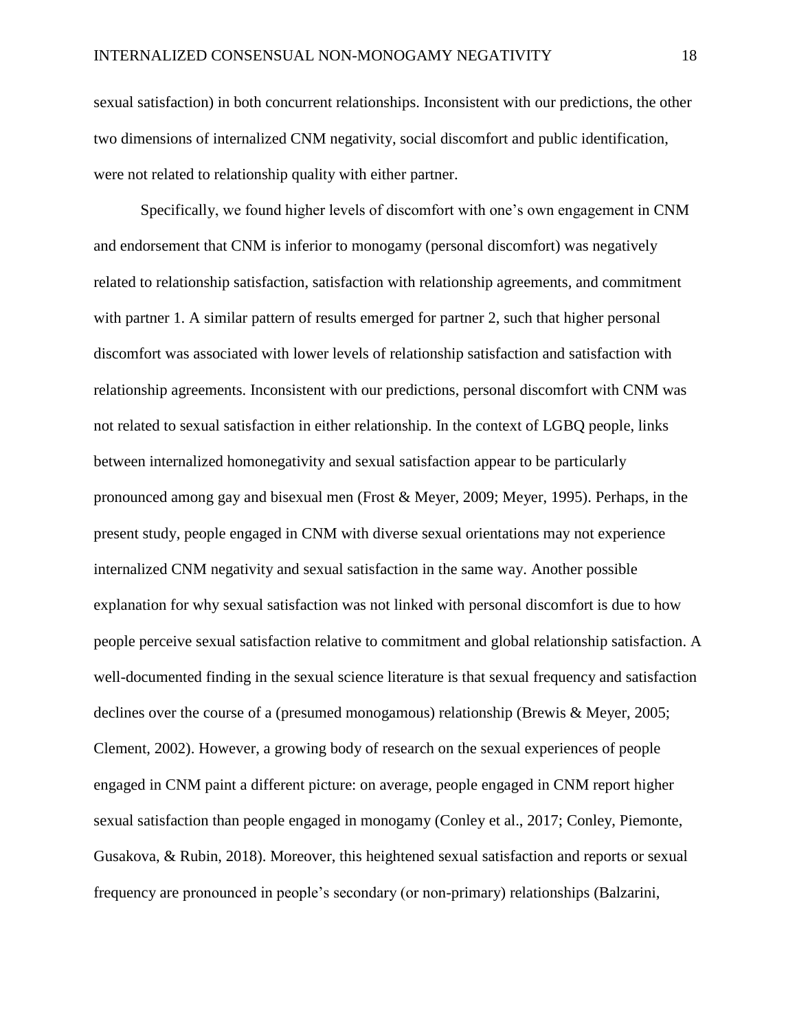sexual satisfaction) in both concurrent relationships. Inconsistent with our predictions, the other two dimensions of internalized CNM negativity, social discomfort and public identification, were not related to relationship quality with either partner.

Specifically, we found higher levels of discomfort with one's own engagement in CNM and endorsement that CNM is inferior to monogamy (personal discomfort) was negatively related to relationship satisfaction, satisfaction with relationship agreements, and commitment with partner 1. A similar pattern of results emerged for partner 2, such that higher personal discomfort was associated with lower levels of relationship satisfaction and satisfaction with relationship agreements. Inconsistent with our predictions, personal discomfort with CNM was not related to sexual satisfaction in either relationship. In the context of LGBQ people, links between internalized homonegativity and sexual satisfaction appear to be particularly pronounced among gay and bisexual men (Frost & Meyer, 2009; Meyer, 1995). Perhaps, in the present study, people engaged in CNM with diverse sexual orientations may not experience internalized CNM negativity and sexual satisfaction in the same way. Another possible explanation for why sexual satisfaction was not linked with personal discomfort is due to how people perceive sexual satisfaction relative to commitment and global relationship satisfaction. A well-documented finding in the sexual science literature is that sexual frequency and satisfaction declines over the course of a (presumed monogamous) relationship (Brewis & Meyer, 2005; Clement, 2002). However, a growing body of research on the sexual experiences of people engaged in CNM paint a different picture: on average, people engaged in CNM report higher sexual satisfaction than people engaged in monogamy (Conley et al., 2017; Conley, Piemonte, Gusakova, & Rubin, 2018). Moreover, this heightened sexual satisfaction and reports or sexual frequency are pronounced in people's secondary (or non-primary) relationships (Balzarini,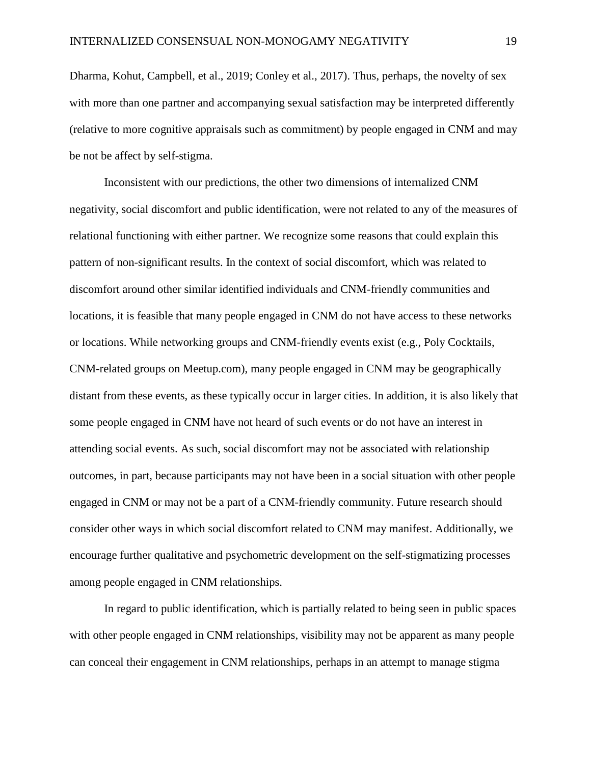Dharma, Kohut, Campbell, et al., 2019; Conley et al., 2017). Thus, perhaps, the novelty of sex with more than one partner and accompanying sexual satisfaction may be interpreted differently (relative to more cognitive appraisals such as commitment) by people engaged in CNM and may be not be affect by self-stigma.

Inconsistent with our predictions, the other two dimensions of internalized CNM negativity, social discomfort and public identification, were not related to any of the measures of relational functioning with either partner. We recognize some reasons that could explain this pattern of non-significant results. In the context of social discomfort, which was related to discomfort around other similar identified individuals and CNM-friendly communities and locations, it is feasible that many people engaged in CNM do not have access to these networks or locations. While networking groups and CNM-friendly events exist (e.g., Poly Cocktails, CNM-related groups on Meetup.com), many people engaged in CNM may be geographically distant from these events, as these typically occur in larger cities. In addition, it is also likely that some people engaged in CNM have not heard of such events or do not have an interest in attending social events. As such, social discomfort may not be associated with relationship outcomes, in part, because participants may not have been in a social situation with other people engaged in CNM or may not be a part of a CNM-friendly community. Future research should consider other ways in which social discomfort related to CNM may manifest. Additionally, we encourage further qualitative and psychometric development on the self-stigmatizing processes among people engaged in CNM relationships.

In regard to public identification, which is partially related to being seen in public spaces with other people engaged in CNM relationships, visibility may not be apparent as many people can conceal their engagement in CNM relationships, perhaps in an attempt to manage stigma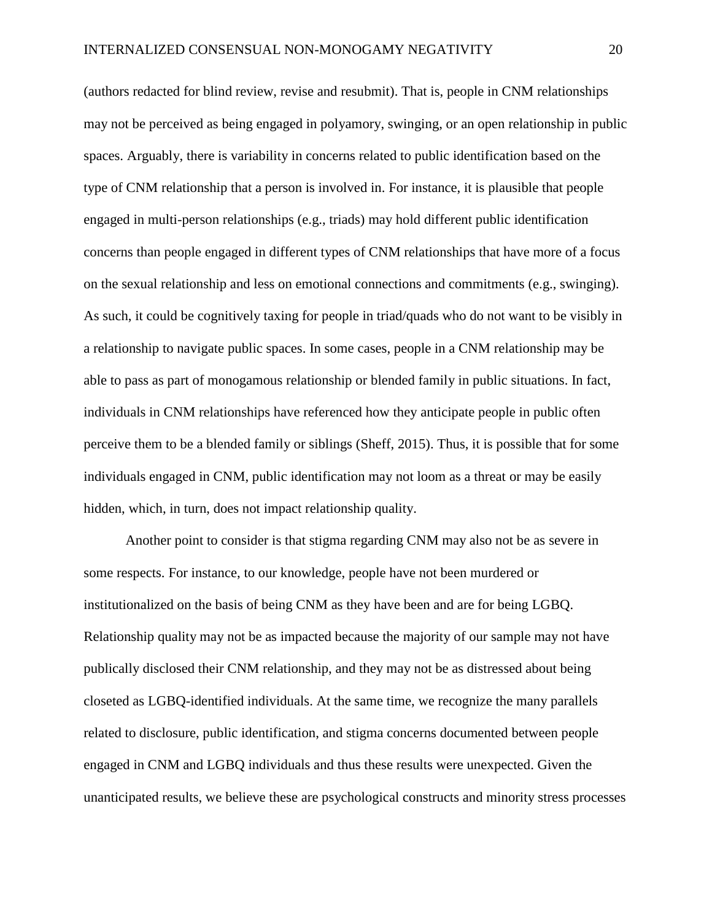(authors redacted for blind review, revise and resubmit). That is, people in CNM relationships may not be perceived as being engaged in polyamory, swinging, or an open relationship in public spaces. Arguably, there is variability in concerns related to public identification based on the type of CNM relationship that a person is involved in. For instance, it is plausible that people engaged in multi-person relationships (e.g., triads) may hold different public identification concerns than people engaged in different types of CNM relationships that have more of a focus on the sexual relationship and less on emotional connections and commitments (e.g., swinging). As such, it could be cognitively taxing for people in triad/quads who do not want to be visibly in a relationship to navigate public spaces. In some cases, people in a CNM relationship may be able to pass as part of monogamous relationship or blended family in public situations. In fact, individuals in CNM relationships have referenced how they anticipate people in public often perceive them to be a blended family or siblings (Sheff, 2015). Thus, it is possible that for some individuals engaged in CNM, public identification may not loom as a threat or may be easily hidden, which, in turn, does not impact relationship quality.

Another point to consider is that stigma regarding CNM may also not be as severe in some respects. For instance, to our knowledge, people have not been murdered or institutionalized on the basis of being CNM as they have been and are for being LGBQ. Relationship quality may not be as impacted because the majority of our sample may not have publically disclosed their CNM relationship, and they may not be as distressed about being closeted as LGBQ-identified individuals. At the same time, we recognize the many parallels related to disclosure, public identification, and stigma concerns documented between people engaged in CNM and LGBQ individuals and thus these results were unexpected. Given the unanticipated results, we believe these are psychological constructs and minority stress processes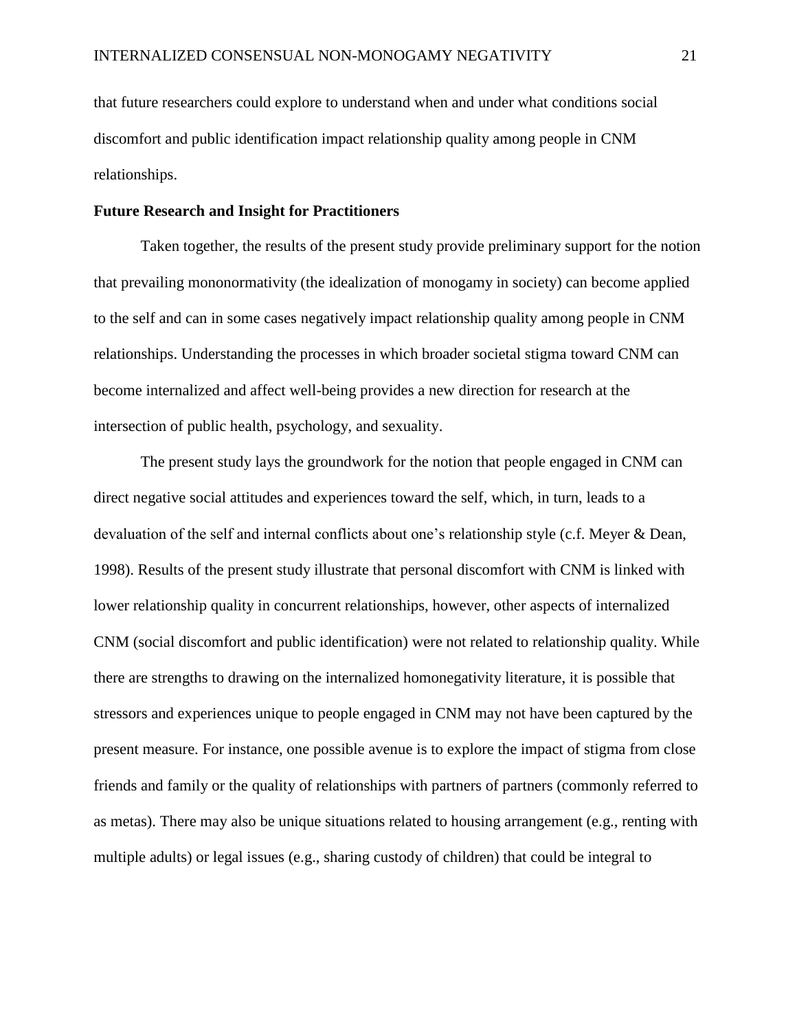that future researchers could explore to understand when and under what conditions social discomfort and public identification impact relationship quality among people in CNM relationships.

**Future Research and Insight for Practitioners**

Taken together, the results of the present study provide preliminary support for the notion that prevailing mononormativity (the idealization of monogamy in society) can become applied to the self and can in some cases negatively impact relationship quality among people in CNM relationships. Understanding the processes in which broader societal stigma toward CNM can become internalized and affect well-being provides a new direction for research at the intersection of public health, psychology, and sexuality.

The present study lays the groundwork for the notion that people engaged in CNM can direct negative social attitudes and experiences toward the self, which, in turn, leads to a devaluation of the self and internal conflicts about one's relationship style (c.f. Meyer & Dean, 1998). Results of the present study illustrate that personal discomfort with CNM is linked with lower relationship quality in concurrent relationships, however, other aspects of internalized CNM (social discomfort and public identification) were not related to relationship quality. While there are strengths to drawing on the internalized homonegativity literature, it is possible that stressors and experiences unique to people engaged in CNM may not have been captured by the present measure. For instance, one possible avenue is to explore the impact of stigma from close friends and family or the quality of relationships with partners of partners (commonly referred to as metas). There may also be unique situations related to housing arrangement (e.g., renting with multiple adults) or legal issues (e.g., sharing custody of children) that could be integral to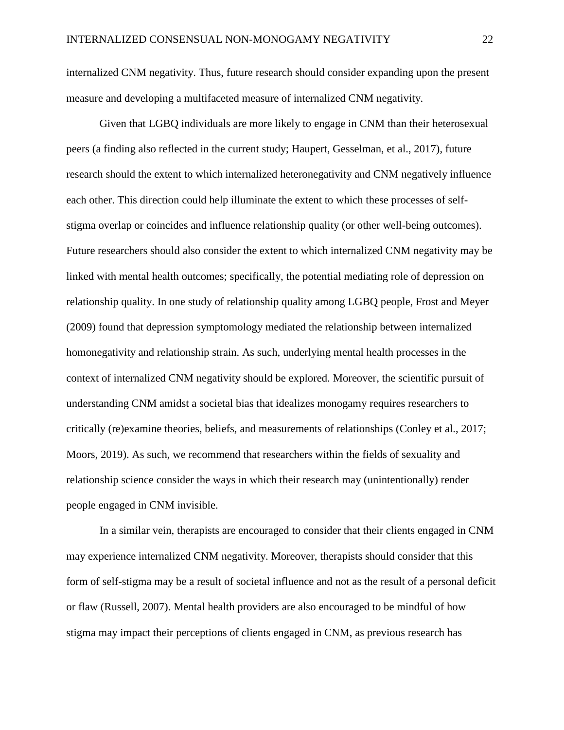internalized CNM negativity. Thus, future research should consider expanding upon the present measure and developing a multifaceted measure of internalized CNM negativity.

Given that LGBQ individuals are more likely to engage in CNM than their heterosexual peers (a finding also reflected in the current study; Haupert, Gesselman, et al., 2017), future research should the extent to which internalized heteronegativity and CNM negatively influence each other. This direction could help illuminate the extent to which these processes of self-stigma overlap or coincides and influence relationship quality (or other well-being outcomes). Future researchers should also consider the extent to which internalized CNM negativity may be linked with mental health outcomes; specifically, the potential mediating role of depression on relationship quality. In one study of relationship quality among LGBQ people, Frost and Meyer (2009) found that depression symptomology mediated the relationship between internalized homonegativity and relationship strain. As such, underlying mental health processes in the context of internalized CNM negativity should be explored. Moreover, the scientific pursuit of understanding CNM amidst a societal bias that idealizes monogamy requires researchers to critically (re)examine theories, beliefs, and measurements of relationships (Conley et al., 2017; Moors, 2019). As such, we recommend that researchers within the fields of sexuality and relationship science consider the ways in which their research may (unintentionally) render people engaged in CNM invisible.

In a similar vein, therapists are encouraged to consider that their clients engaged in CNM may experience internalized CNM negativity. Moreover, therapists should consider that this form of self-stigma may be a result of societal influence and not as the result of a personal deficit or flaw (Russell, 2007). Mental health providers are also encouraged to be mindful of how stigma may impact their perceptions of clients engaged in CNM, as previous research has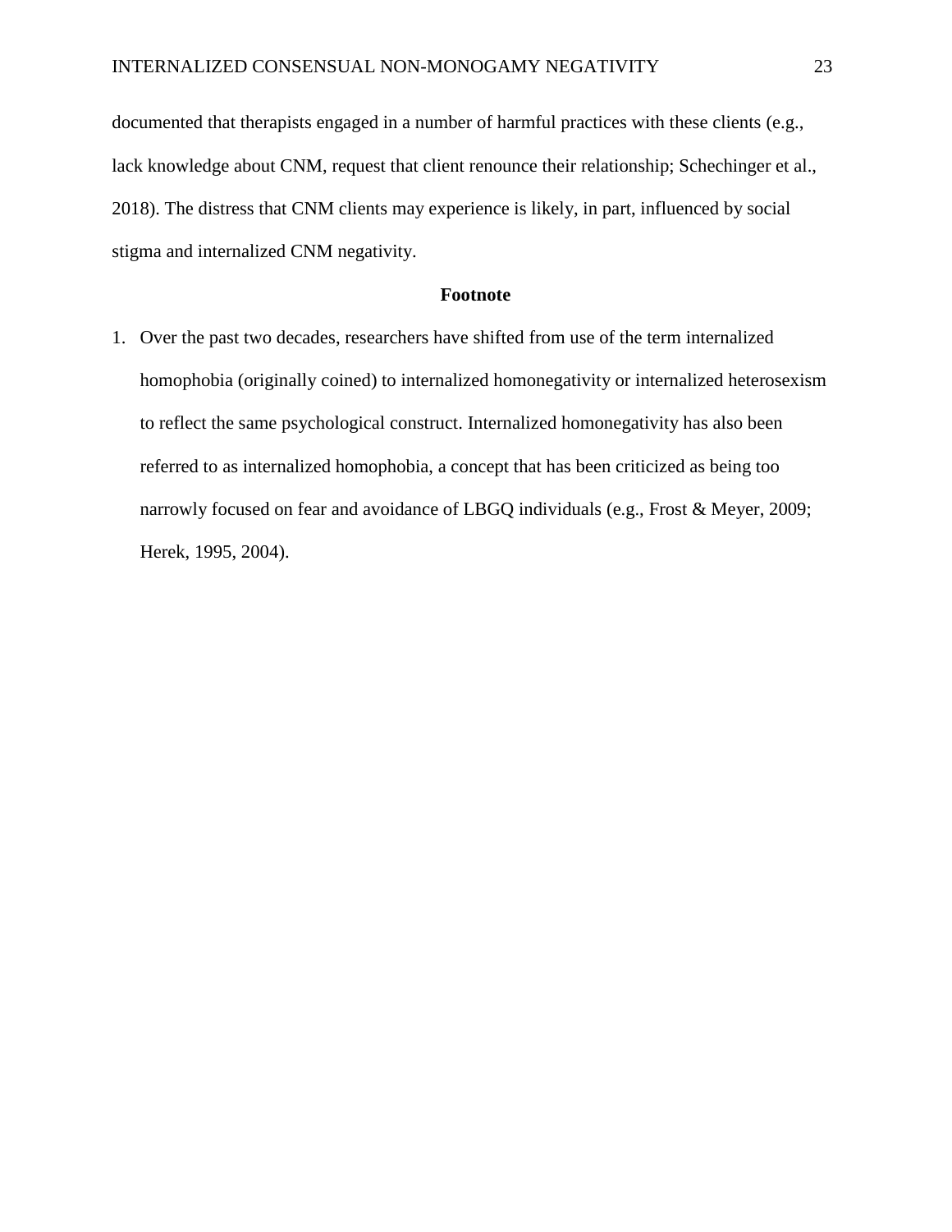documented that therapists engaged in a number of harmful practices with these clients (e.g., lack knowledge about CNM, request that client renounce their relationship; Schechinger et al., 2018). The distress that CNM clients may experience is likely, in part, influenced by social stigma and internalized CNM negativity.

## Footnote

1. Over the past two decades, researchers have shifted from use of the term internalized homophobia (originally coined) to internalized homonegativity or internalized heterosexism to reflect the same psychological construct. Internalized homonegativity has also been referred to as internalized homophobia, a concept that has been criticized as being too narrowly focused on fear and avoidance of LBGQ individuals (e.g., Frost & Meyer, 2009; Herek, 1995, 2004).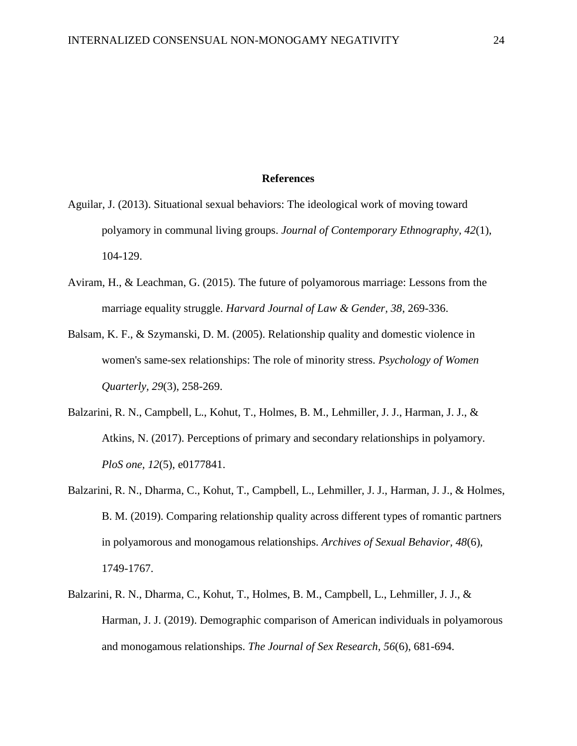## References

Aguilar, J. (2013). Situational sexual behaviors: The ideological work of moving toward polyamory in communal living groups. *Journal of Contemporary Ethnography, 42*(1), 104-129.

Aviram, H., & Leachman, G. (2015). The future of polyamorous marriage: Lessons from the marriage equality struggle. *Harvard Journal of Law & Gender, 38*, 269-336.

Balsam, K. F., & Szymanski, D. M. (2005). Relationship quality and domestic violence in women's same-sex relationships: The role of minority stress. *Psychology of Women Quarterly, 29*(3), 258-269.

Balzarini, R. N., Campbell, L., Kohut, T., Holmes, B. M., Lehmiller, J. J., Harman, J. J., & Atkins, N. (2017). Perceptions of primary and secondary relationships in polyamory. *PloS one, 12*(5), e0177841.

Balzarini, R. N., Dharma, C., Kohut, T., Campbell, L., Lehmiller, J. J., Harman, J. J., & Holmes, B. M. (2019). Comparing relationship quality across different types of romantic partners in polyamorous and monogamous relationships. *Archives of Sexual Behavior, 48*(6), 1749-1767.

Balzarini, R. N., Dharma, C., Kohut, T., Holmes, B. M., Campbell, L., Lehmiller, J. J., & Harman, J. J. (2019). Demographic comparison of American individuals in polyamorous and monogamous relationships. *The Journal of Sex Research, 56*(6), 681-694.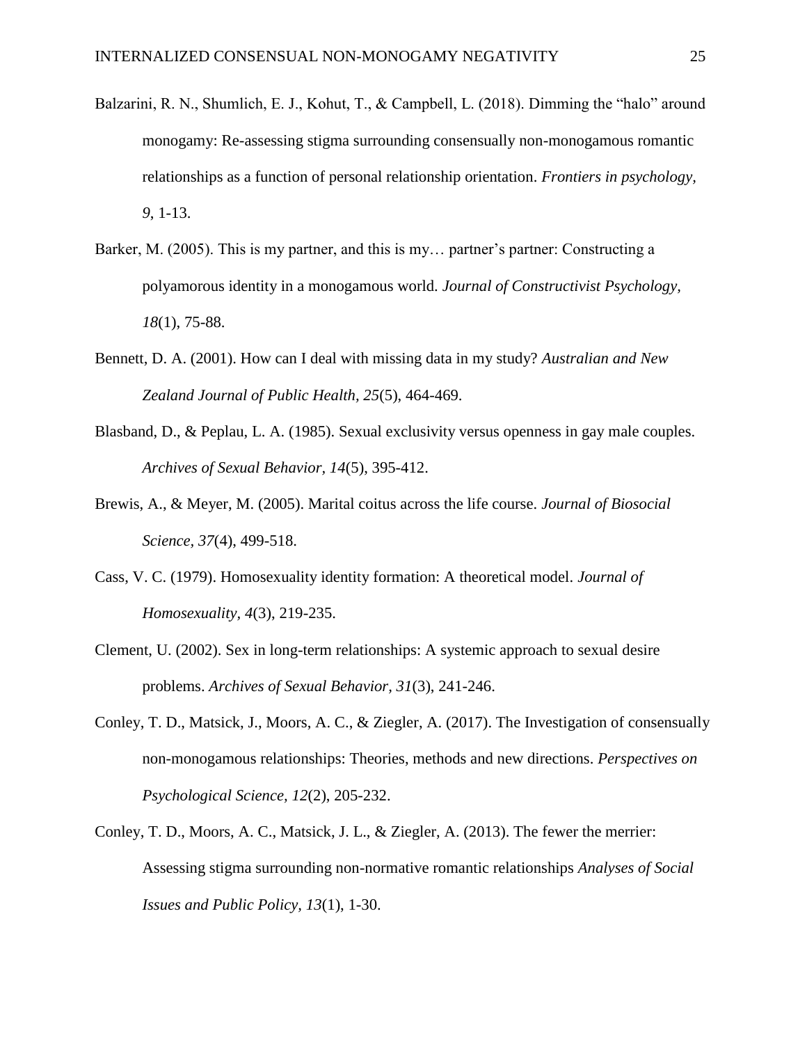Balzarini, R. N., Shumlich, E. J., Kohut, T., & Campbell, L. (2018). Dimming the "halo" around monogamy: Re-assessing stigma surrounding consensually non-monogamous romantic relationships as a function of personal relationship orientation. *Frontiers in psychology, 9*, 1-13.

Barker, M. (2005). This is my partner, and this is my… partner's partner: Constructing a polyamorous identity in a monogamous world. *Journal of Constructivist Psychology, 18*(1), 75-88.

Bennett, D. A. (2001). How can I deal with missing data in my study? *Australian and New Zealand Journal of Public Health, 25*(5), 464-469.

Blasband, D., & Peplau, L. A. (1985). Sexual exclusivity versus openness in gay male couples. *Archives of Sexual Behavior, 14*(5), 395-412.

Brewis, A., & Meyer, M. (2005). Marital coitus across the life course. *Journal of Biosocial Science, 37*(4), 499-518.

Cass, V. C. (1979). Homosexuality identity formation: A theoretical model. *Journal of Homosexuality, 4*(3), 219-235.

Clement, U. (2002). Sex in long-term relationships: A systemic approach to sexual desire problems. *Archives of Sexual Behavior, 31*(3), 241-246.

Conley, T. D., Matsick, J., Moors, A. C., & Ziegler, A. (2017). The Investigation of consensually non-monogamous relationships: Theories, methods and new directions. *Perspectives on Psychological Science, 12*(2), 205-232.

Conley, T. D., Moors, A. C., Matsick, J. L., & Ziegler, A. (2013). The fewer the merrier: Assessing stigma surrounding non-normative romantic relationships *Analyses of Social Issues and Public Policy, 13*(1), 1-30.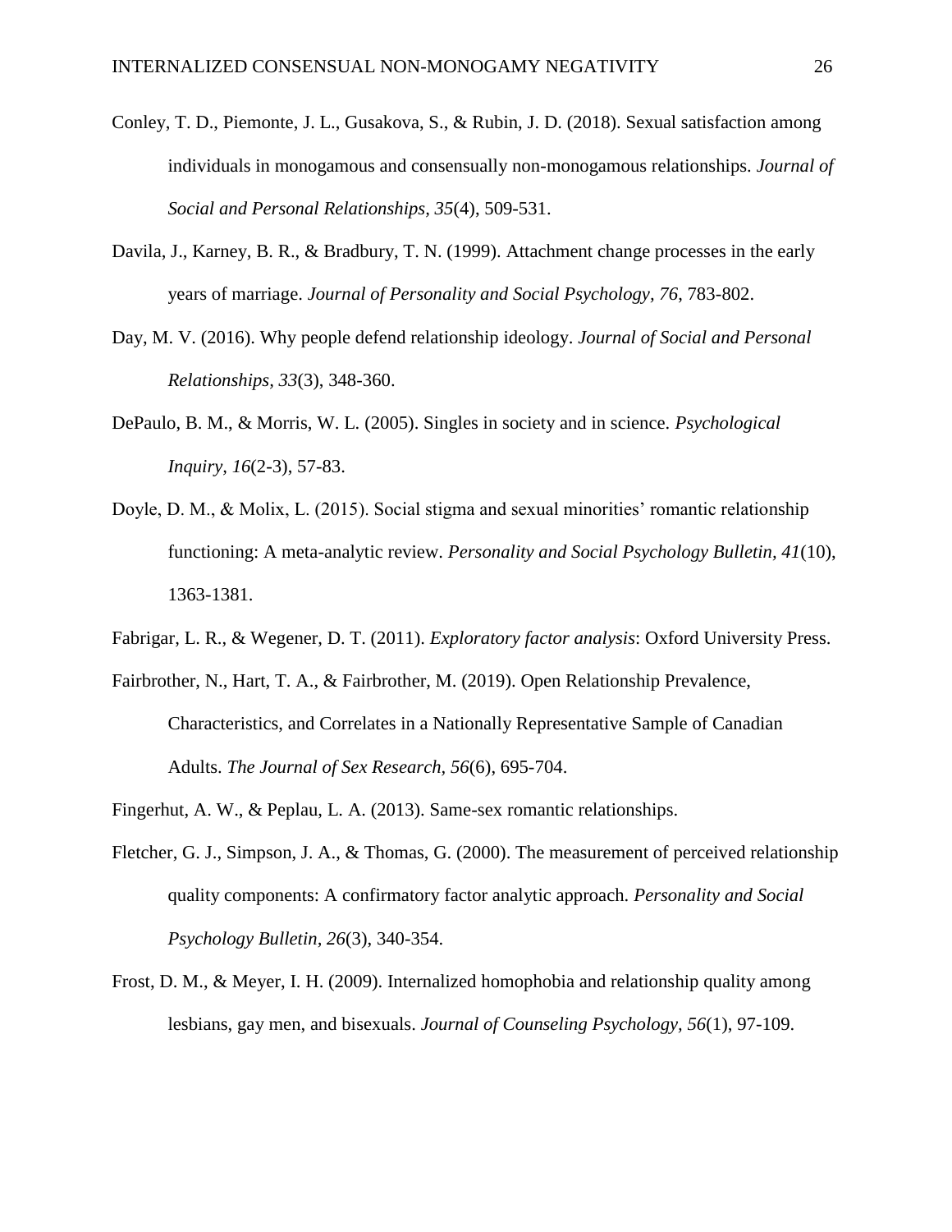Conley, T. D., Piemonte, J. L., Gusakova, S., & Rubin, J. D. (2018). Sexual satisfaction among individuals in monogamous and consensually non-monogamous relationships. *Journal of Social and Personal Relationships, 35*(4), 509-531.

Davila, J., Karney, B. R., & Bradbury, T. N. (1999). Attachment change processes in the early years of marriage. *Journal of Personality and Social Psychology, 76*, 783-802.

Day, M. V. (2016). Why people defend relationship ideology. *Journal of Social and Personal Relationships, 33*(3), 348-360.

DePaulo, B. M., & Morris, W. L. (2005). Singles in society and in science. *Psychological Inquiry, 16*(2-3), 57-83.

Doyle, D. M., & Molix, L. (2015). Social stigma and sexual minorities' romantic relationship functioning: A meta-analytic review. *Personality and Social Psychology Bulletin, 41*(10), 1363-1381.

Fabrigar, L. R., & Wegener, D. T. (2011). *Exploratory factor analysis*: Oxford University Press.

Fairbrother, N., Hart, T. A., & Fairbrother, M. (2019). Open Relationship Prevalence, Characteristics, and Correlates in a Nationally Representative Sample of Canadian Adults. *The Journal of Sex Research, 56*(6), 695-704.

Fingerhut, A. W., & Peplau, L. A. (2013). Same-sex romantic relationships.

Fletcher, G. J., Simpson, J. A., & Thomas, G. (2000). The measurement of perceived relationship quality components: A confirmatory factor analytic approach. *Personality and Social Psychology Bulletin, 26*(3), 340-354.

Frost, D. M., & Meyer, I. H. (2009). Internalized homophobia and relationship quality among lesbians, gay men, and bisexuals. *Journal of Counseling Psychology, 56*(1), 97-109.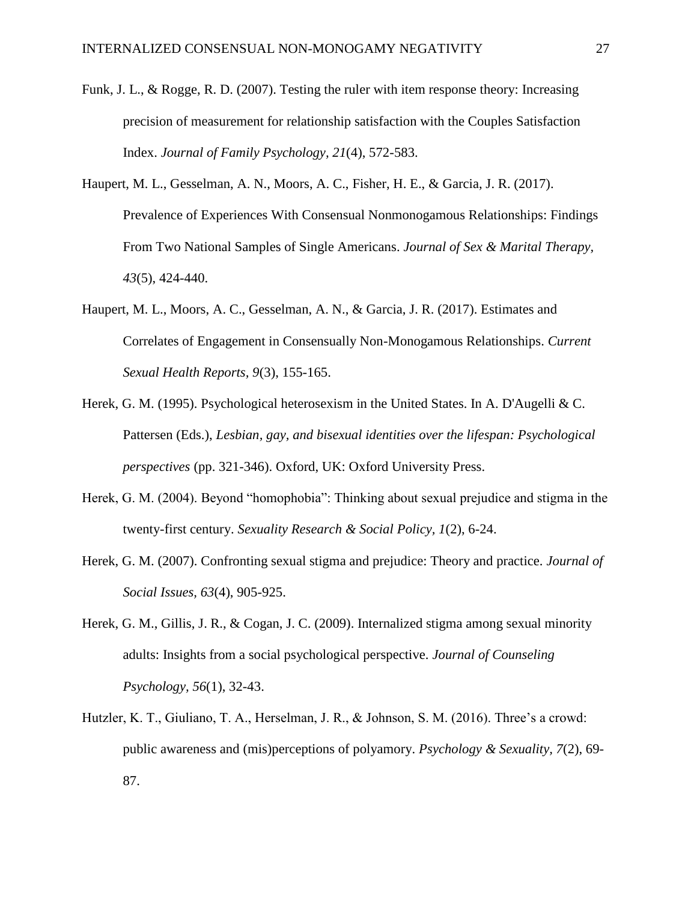Funk, J. L., & Rogge, R. D. (2007). Testing the ruler with item response theory: Increasing precision of measurement for relationship satisfaction with the Couples Satisfaction Index. *Journal of Family Psychology, 21*(4), 572-583.

Haupert, M. L., Gesselman, A. N., Moors, A. C., Fisher, H. E., & Garcia, J. R. (2017). Prevalence of Experiences With Consensual Nonmonogamous Relationships: Findings From Two National Samples of Single Americans. *Journal of Sex & Marital Therapy, 43*(5), 424-440.

Haupert, M. L., Moors, A. C., Gesselman, A. N., & Garcia, J. R. (2017). Estimates and Correlates of Engagement in Consensually Non-Monogamous Relationships. *Current Sexual Health Reports, 9*(3), 155-165.

Herek, G. M. (1995). Psychological heterosexism in the United States. In A. D'Augelli & C. Pattersen (Eds.), *Lesbian, gay, and bisexual identities over the lifespan: Psychological perspectives* (pp. 321-346). Oxford, UK: Oxford University Press.

Herek, G. M. (2004). Beyond "homophobia": Thinking about sexual prejudice and stigma in the twenty-first century. *Sexuality Research & Social Policy, 1*(2), 6-24.

Herek, G. M. (2007). Confronting sexual stigma and prejudice: Theory and practice. *Journal of Social Issues, 63*(4), 905-925.

Herek, G. M., Gillis, J. R., & Cogan, J. C. (2009). Internalized stigma among sexual minority adults: Insights from a social psychological perspective. *Journal of Counseling Psychology, 56*(1), 32-43.

Hutzler, K. T., Giuliano, T. A., Herselman, J. R., & Johnson, S. M. (2016). Three's a crowd: public awareness and (mis)perceptions of polyamory. *Psychology & Sexuality, 7*(2), 69-87.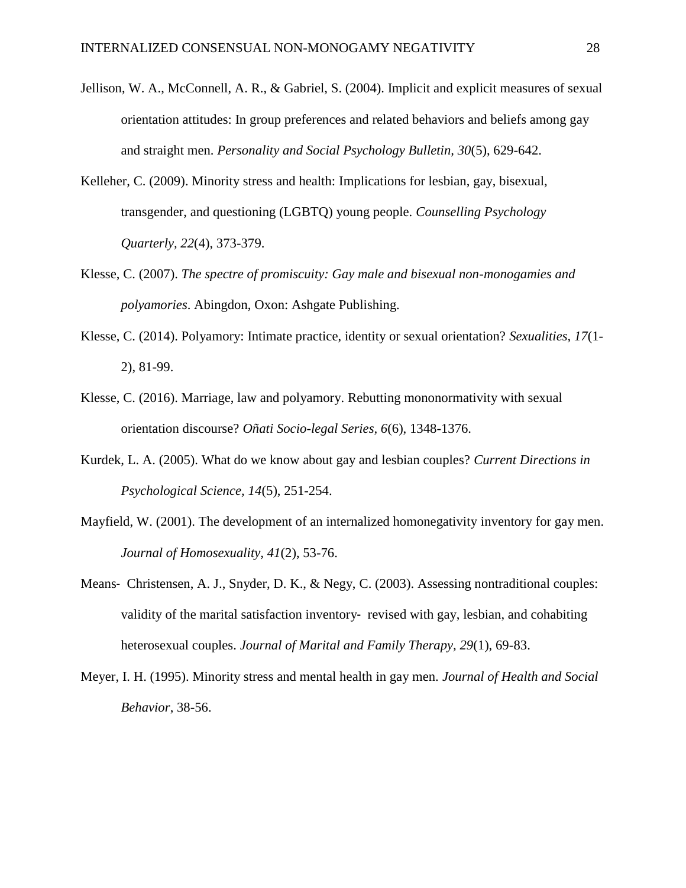Jellison, W. A., McConnell, A. R., & Gabriel, S. (2004). Implicit and explicit measures of sexual orientation attitudes: In group preferences and related behaviors and beliefs among gay and straight men. *Personality and Social Psychology Bulletin*, *30*(5), 629-642.

Kelleher, C. (2009). Minority stress and health: Implications for lesbian, gay, bisexual, transgender, and questioning (LGBTQ) young people. *Counselling Psychology Quarterly*, *22*(4), 373-379.

Klesse, C. (2007). *The spectre of promiscuity: Gay male and bisexual non-monogamies and polyamories*. Abingdon, Oxon: Ashgate Publishing.

Klesse, C. (2014). Polyamory: Intimate practice, identity or sexual orientation? *Sexualities*, *17*(1-2), 81-99.

Klesse, C. (2016). Marriage, law and polyamory. Rebutting mononormativity with sexual orientation discourse? *Oñati Socio-legal Series, 6*(6), 1348-1376.

Kurdek, L. A. (2005). What do we know about gay and lesbian couples? *Current Directions in Psychological Science, 14*(5), 251-254.

Mayfield, W. (2001). The development of an internalized homonegativity inventory for gay men. *Journal of Homosexuality*, *41*(2), 53-76.

Means- Christensen, A. J., Snyder, D. K., & Negy, C. (2003). Assessing nontraditional couples: validity of the marital satisfaction inventory- revised with gay, lesbian, and cohabiting heterosexual couples. *Journal of Marital and Family Therapy*, *29*(1), 69-83.

Meyer, I. H. (1995). Minority stress and mental health in gay men. *Journal of Health and Social Behavior*, 38-56.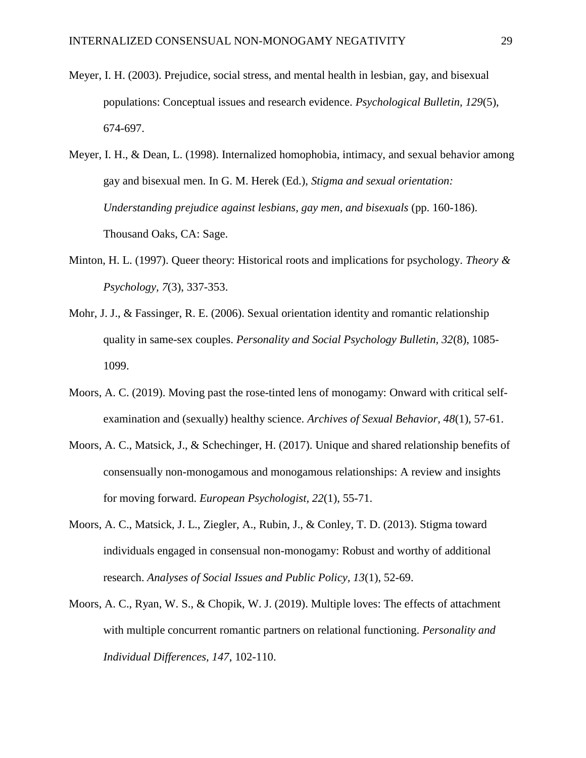Meyer, I. H. (2003). Prejudice, social stress, and mental health in lesbian, gay, and bisexual populations: Conceptual issues and research evidence. *Psychological Bulletin, 129*(5), 674-697.

Meyer, I. H., & Dean, L. (1998). Internalized homophobia, intimacy, and sexual behavior among gay and bisexual men. In G. M. Herek (Ed.), *Stigma and sexual orientation: Understanding prejudice against lesbians, gay men, and bisexuals* (pp. 160-186). Thousand Oaks, CA: Sage.

Minton, H. L. (1997). Queer theory: Historical roots and implications for psychology. *Theory & Psychology, 7*(3), 337-353.

Mohr, J. J., & Fassinger, R. E. (2006). Sexual orientation identity and romantic relationship quality in same-sex couples. *Personality and Social Psychology Bulletin, 32*(8), 1085-1099.

Moors, A. C. (2019). Moving past the rose-tinted lens of monogamy: Onward with critical self-examination and (sexually) healthy science. *Archives of Sexual Behavior, 48*(1), 57-61.

Moors, A. C., Matsick, J., & Schechinger, H. (2017). Unique and shared relationship benefits of consensually non-monogamous and monogamous relationships: A review and insights for moving forward. *European Psychologist, 22*(1), 55-71.

Moors, A. C., Matsick, J. L., Ziegler, A., Rubin, J., & Conley, T. D. (2013). Stigma toward individuals engaged in consensual non-monogamy: Robust and worthy of additional research. *Analyses of Social Issues and Public Policy, 13*(1), 52-69.

Moors, A. C., Ryan, W. S., & Chopik, W. J. (2019). Multiple loves: The effects of attachment with multiple concurrent romantic partners on relational functioning. *Personality and Individual Differences, 147*, 102-110.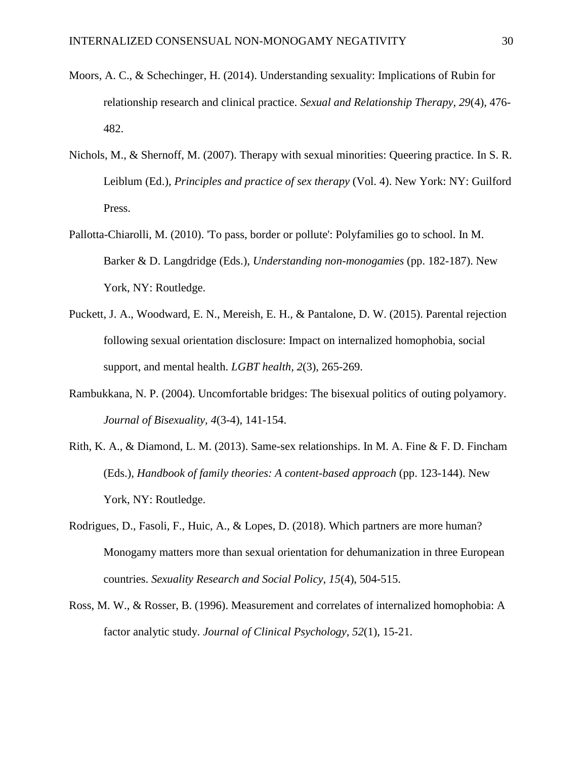Moors, A. C., & Schechinger, H. (2014). Understanding sexuality: Implications of Rubin for relationship research and clinical practice. *Sexual and Relationship Therapy*, *29*(4), 476-482.

Nichols, M., & Shernoff, M. (2007). Therapy with sexual minorities: Queering practice. In S. R. Leiblum (Ed.), *Principles and practice of sex therapy* (Vol. 4). New York: NY: Guilford Press.

Pallotta-Chiarolli, M. (2010). 'To pass, border or pollute': Polyfamilies go to school. In M. Barker & D. Langdridge (Eds.), *Understanding non-monogamies* (pp. 182-187). New York, NY: Routledge.

Puckett, J. A., Woodward, E. N., Mereish, E. H., & Pantalone, D. W. (2015). Parental rejection following sexual orientation disclosure: Impact on internalized homophobia, social support, and mental health. *LGBT health*, *2*(3), 265-269.

Rambukkana, N. P. (2004). Uncomfortable bridges: The bisexual politics of outing polyamory. *Journal of Bisexuality*, *4*(3-4), 141-154.

Rith, K. A., & Diamond, L. M. (2013). Same-sex relationships. In M. A. Fine & F. D. Fincham (Eds.), *Handbook of family theories: A content-based approach* (pp. 123-144). New York, NY: Routledge.

Rodrigues, D., Fasoli, F., Huic, A., & Lopes, D. (2018). Which partners are more human? Monogamy matters more than sexual orientation for dehumanization in three European countries. *Sexuality Research and Social Policy*, *15*(4), 504-515.

Ross, M. W., & Rosser, B. (1996). Measurement and correlates of internalized homophobia: A factor analytic study. *Journal of Clinical Psychology*, *52*(1), 15-21.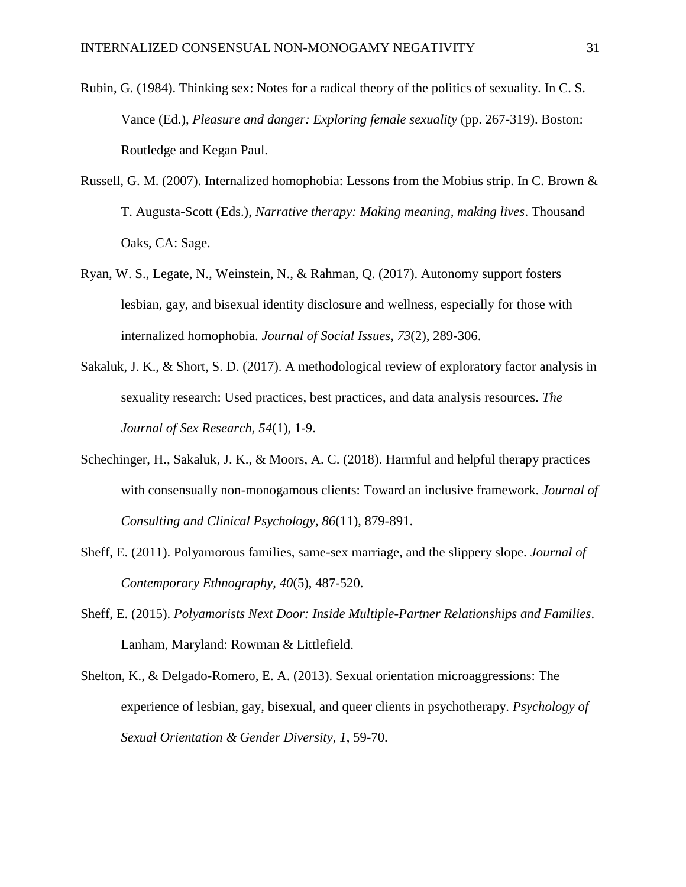Rubin, G. (1984). Thinking sex: Notes for a radical theory of the politics of sexuality. In C. S. Vance (Ed.), *Pleasure and danger: Exploring female sexuality* (pp. 267-319). Boston: Routledge and Kegan Paul.

Russell, G. M. (2007). Internalized homophobia: Lessons from the Mobius strip. In C. Brown & T. Augusta-Scott (Eds.), *Narrative therapy: Making meaning, making lives*. Thousand Oaks, CA: Sage.

Ryan, W. S., Legate, N., Weinstein, N., & Rahman, Q. (2017). Autonomy support fosters lesbian, gay, and bisexual identity disclosure and wellness, especially for those with internalized homophobia. *Journal of Social Issues, 73*(2), 289-306.

Sakaluk, J. K., & Short, S. D. (2017). A methodological review of exploratory factor analysis in sexuality research: Used practices, best practices, and data analysis resources. *The Journal of Sex Research, 54*(1), 1-9.

Schechinger, H., Sakaluk, J. K., & Moors, A. C. (2018). Harmful and helpful therapy practices with consensually non-monogamous clients: Toward an inclusive framework. *Journal of Consulting and Clinical Psychology, 86*(11), 879-891.

Sheff, E. (2011). Polyamorous families, same-sex marriage, and the slippery slope. *Journal of Contemporary Ethnography, 40*(5), 487-520.

Sheff, E. (2015). *Polyamorists Next Door: Inside Multiple-Partner Relationships and Families*. Lanham, Maryland: Rowman & Littlefield.

Shelton, K., & Delgado-Romero, E. A. (2013). Sexual orientation microaggressions: The experience of lesbian, gay, bisexual, and queer clients in psychotherapy. *Psychology of Sexual Orientation & Gender Diversity, 1*, 59-70.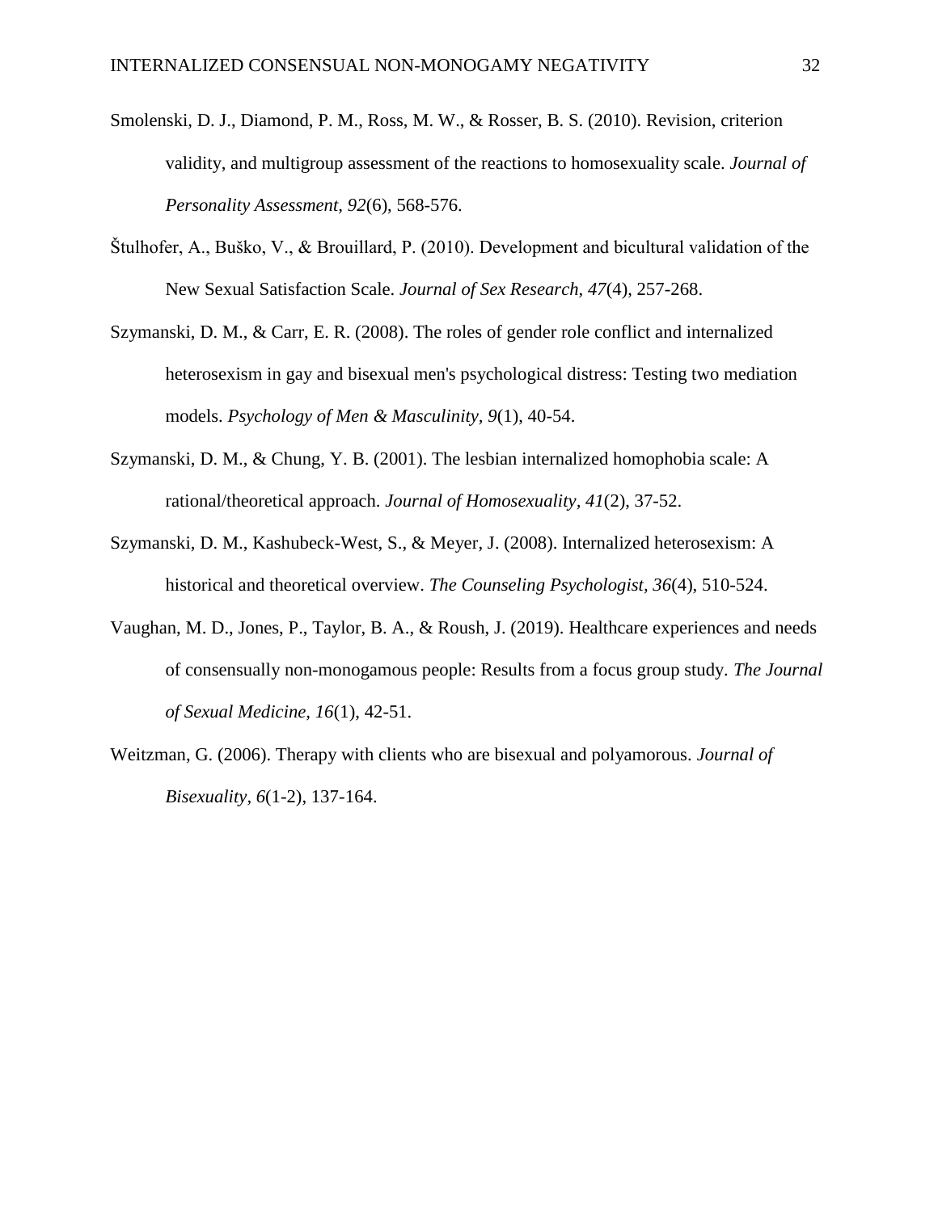Smolenski, D. J., Diamond, P. M., Ross, M. W., & Rosser, B. S. (2010). Revision, criterion validity, and multigroup assessment of the reactions to homosexuality scale. *Journal of Personality Assessment, 92*(6), 568-576.

Štulhofer, A., Buško, V., & Brouillard, P. (2010). Development and bicultural validation of the New Sexual Satisfaction Scale. *Journal of Sex Research, 47*(4), 257-268.

Szymanski, D. M., & Carr, E. R. (2008). The roles of gender role conflict and internalized heterosexism in gay and bisexual men's psychological distress: Testing two mediation models. *Psychology of Men & Masculinity, 9*(1), 40-54.

Szymanski, D. M., & Chung, Y. B. (2001). The lesbian internalized homophobia scale: A rational/theoretical approach. *Journal of Homosexuality, 41*(2), 37-52.

Szymanski, D. M., Kashubeck-West, S., & Meyer, J. (2008). Internalized heterosexism: A historical and theoretical overview. *The Counseling Psychologist, 36*(4), 510-524.

Vaughan, M. D., Jones, P., Taylor, B. A., & Roush, J. (2019). Healthcare experiences and needs of consensually non-monogamous people: Results from a focus group study. *The Journal of Sexual Medicine, 16*(1), 42-51.

Weitzman, G. (2006). Therapy with clients who are bisexual and polyamorous. *Journal of Bisexuality, 6*(1-2), 137-164.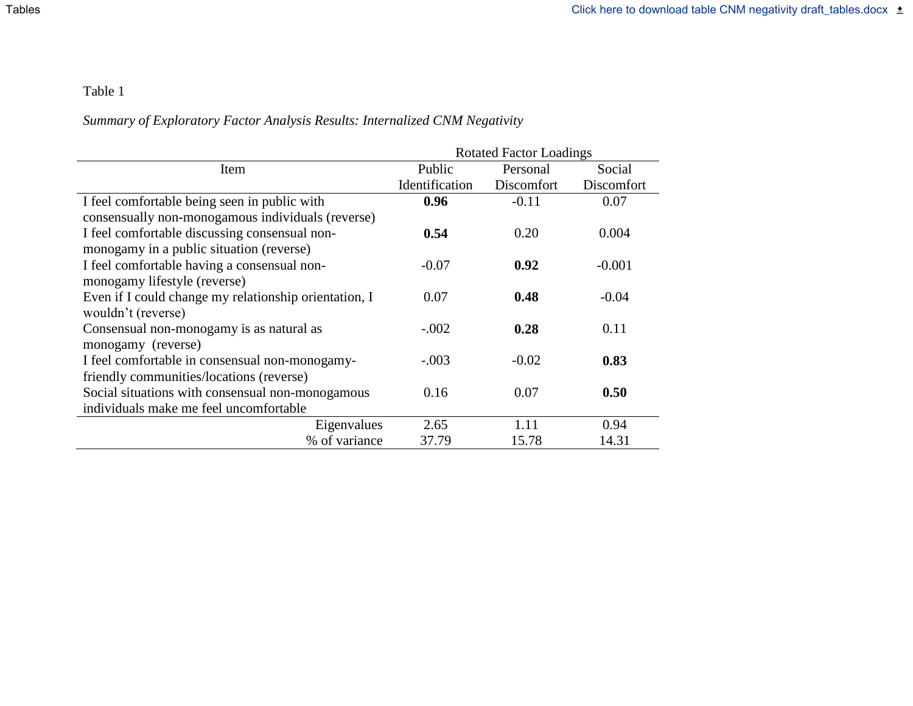Table 1

*Summary of Exploratory Factor Analysis Results: Internalized CNM Negativity*

| | Rotated Factor Loadings | | |
|---|---|---|---|
| Item | Public Identification | Personal Discomfort | Social Discomfort |
| I feel comfortable being seen in public with consensually non-monogamous individuals (reverse) | **0.96** | -0.11 | 0.07 |
| I feel comfortable discussing consensual non-monogamy in a public situation (reverse) | **0.54** | 0.20 | 0.004 |
| I feel comfortable having a consensual non-monogamy lifestyle (reverse) | -0.07 | **0.92** | -0.001 |
| Even if I could change my relationship orientation, I wouldn't (reverse) | 0.07 | **0.48** | -0.04 |
| Consensual non-monogamy is as natural as monogamy (reverse) | -.002 | **0.28** | 0.11 |
| I feel comfortable in consensual non-monogamy-friendly communities/locations (reverse) | -.003 | -0.02 | **0.83** |
| Social situations with consensual non-monogamous individuals make me feel uncomfortable | 0.16 | 0.07 | **0.50** |
| Eigenvalues | 2.65 | 1.11 | 0.94 |
| % of variance | 37.79 | 15.78 | 14.31 |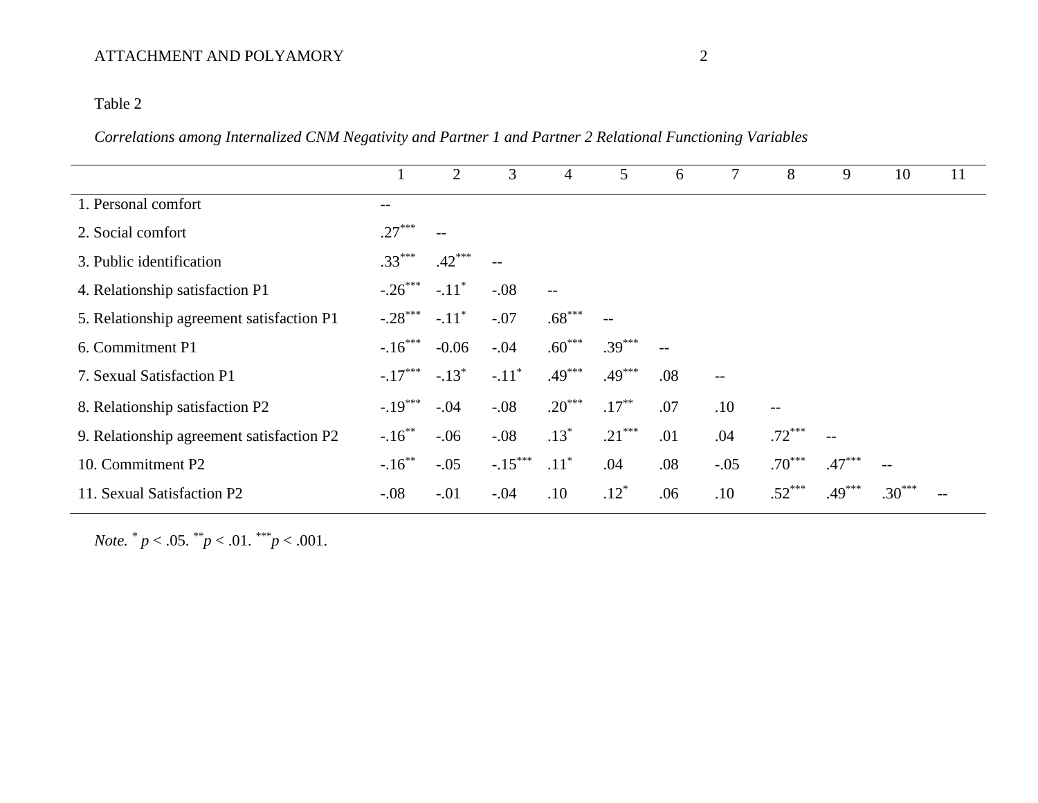Table 2

*Correlations among Internalized CNM Negativity and Partner 1 and Partner 2 Relational Functioning Variables*

| | 1 | 2 | 3 | 4 | 5 | 6 | 7 | 8 | 9 | 10 | 11 |
|---|---|---|---|---|---|---|---|---|---|---|---|
| 1. Personal comfort | -- | | | | | | | | | | |
| 2. Social comfort | .27*** | -- | | | | | | | | | |
| 3. Public identification | .33*** | .42*** | -- | | | | | | | | |
| 4. Relationship satisfaction P1 | -.26*** | -.11* | -.08 | -- | | | | | | | |
| 5. Relationship agreement satisfaction P1 | -.28*** | -.11* | -.07 | .68*** | -- | | | | | | |
| 6. Commitment P1 | -.16*** | -0.06 | -.04 | .60*** | .39*** | -- | | | | | |
| 7. Sexual Satisfaction P1 | -.17*** | -.13* | -.11* | .49*** | .49*** | .08 | -- | | | | |
| 8. Relationship satisfaction P2 | -.19*** | -.04 | -.08 | .20*** | .17** | .07 | .10 | -- | | | |
| 9. Relationship agreement satisfaction P2 | -.16** | -.06 | -.08 | .13* | .21*** | .01 | .04 | .72*** | -- | | |
| 10. Commitment P2 | -.16** | -.05 | -.15*** | .11* | .04 | .08 | -.05 | .70*** | .47*** | -- | |
| 11. Sexual Satisfaction P2 | -.08 | -.01 | -.04 | .10 | .12* | .06 | .10 | .52*** | .49*** | .30*** | -- |

*Note.* * $p < .05$. ** $p < .01$. *** $p < .001$.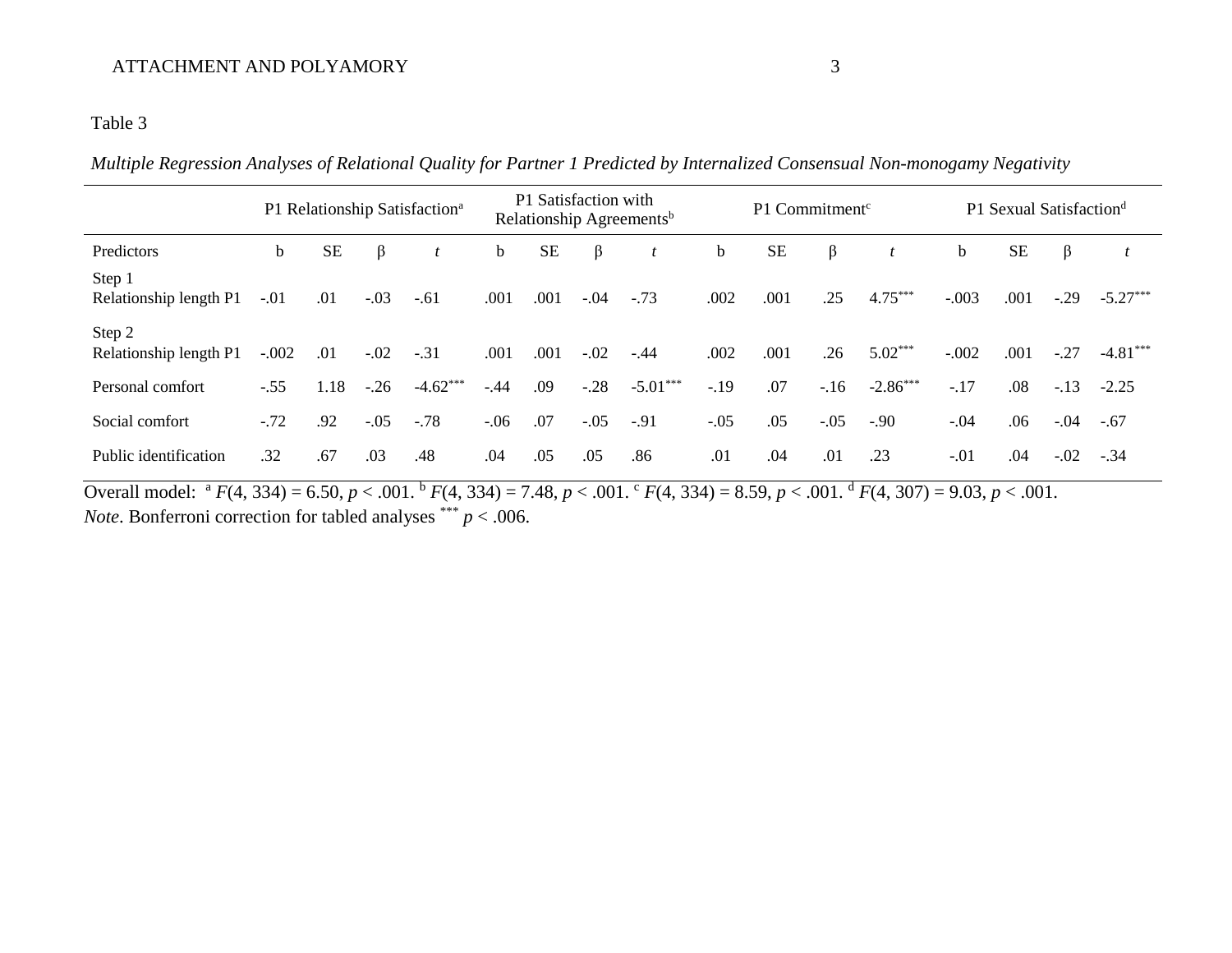Table 3

*Multiple Regression Analyses of Relational Quality for Partner 1 Predicted by Internalized Consensual Non-monogamy Negativity*

| | P1 Relationship Satisfaction[a] | | | | P1 Satisfaction with Relationship Agreements[b] | | | | P1 Commitment[c] | | | | P1 Sexual Satisfaction[d] | | | |
|---|---|---|---|---|---|---|---|---|---|---|---|---|---|---|---|---|
| Predictors | b | SE | β | *t* | b | SE | β | *t* | b | SE | β | *t* | b | SE | β | *t* |
| Step 1 | | | | | | | | | | | | | | | | |
| Relationship length P1 | -.01 | .01 | -.03 | -.61 | .001 | .001 | -.04 | -.73 | .002 | .001 | .25 | 4.75*** | -.003 | .001 | -.29 | -5.27*** |
| Step 2 | | | | | | | | | | | | | | | | |
| Relationship length P1 | -.002 | .01 | -.02 | -.31 | .001 | .001 | -.02 | -.44 | .002 | .001 | .26 | 5.02*** | -.002 | .001 | -.27 | -4.81*** |
| Personal comfort | -.55 | 1.18 | -.26 | -4.62*** | -.44 | .09 | -.28 | -5.01*** | -.19 | .07 | -.16 | -2.86*** | -.17 | .08 | -.13 | -2.25 |
| Social comfort | -.72 | .92 | -.05 | -.78 | -.06 | .07 | -.05 | -.91 | -.05 | .05 | -.05 | -.90 | -.04 | .06 | -.04 | -.67 |
| Public identification | .32 | .67 | .03 | .48 | .04 | .05 | .05 | .86 | .01 | .04 | .01 | .23 | -.01 | .04 | -.02 | -.34 |

Overall model: [a] $F(4, 334) = 6.50$, $p < .001$. [b] $F(4, 334) = 7.48$, $p < .001$. [c] $F(4, 334) = 8.59$, $p < .001$. [d] $F(4, 307) = 9.03$, $p < .001$.

*Note*. Bonferroni correction for tabled analyses *** $p < .006$.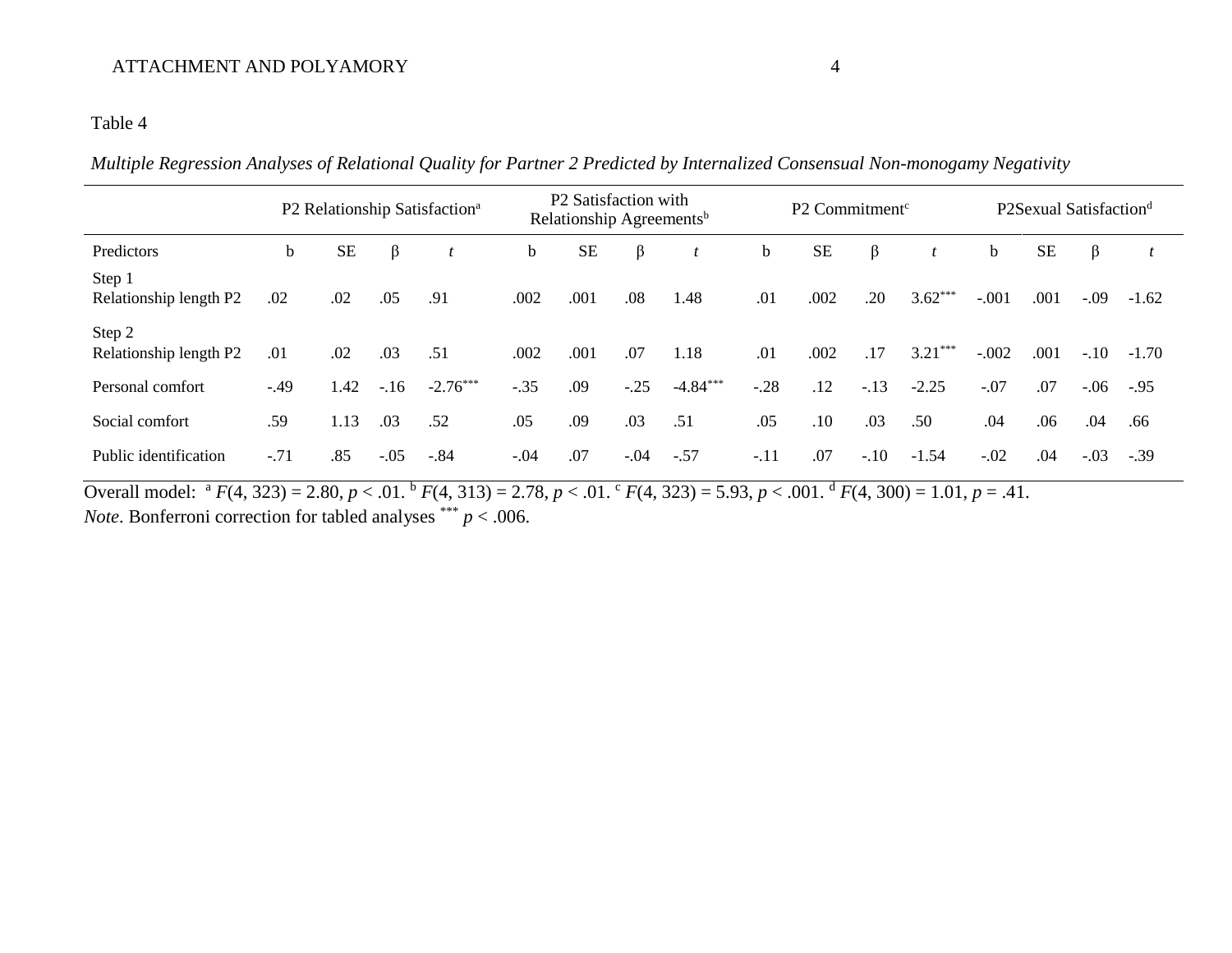Table 4

*Multiple Regression Analyses of Relational Quality for Partner 2 Predicted by Internalized Consensual Non-monogamy Negativity*

| | P2 Relationship Satisfaction[a] | | | | P2 Satisfaction with Relationship Agreements[b] | | | | P2 Commitment[c] | | | | P2Sexual Satisfaction[d] | | | |
|---|---|---|---|---|---|---|---|---|---|---|---|---|---|---|---|---|
| Predictors | b | SE | β | *t* | b | SE | β | *t* | b | SE | β | *t* | b | SE | β | *t* |
| Step 1<br>Relationship length P2 | .02 | .02 | .05 | .91 | .002 | .001 | .08 | 1.48 | .01 | .002 | .20 | 3.62*** | -.001 | .001 | -.09 | -1.62 |
| Step 2<br>Relationship length P2 | .01 | .02 | .03 | .51 | .002 | .001 | .07 | 1.18 | .01 | .002 | .17 | 3.21*** | -.002 | .001 | -.10 | -1.70 |
| Personal comfort | -.49 | 1.42 | -.16 | -2.76*** | -.35 | .09 | -.25 | -4.84*** | -.28 | .12 | -.13 | -2.25 | -.07 | .07 | -.06 | -.95 |
| Social comfort | .59 | 1.13 | .03 | .52 | .05 | .09 | .03 | .51 | .05 | .10 | .03 | .50 | .04 | .06 | .04 | .66 |
| Public identification | -.71 | .85 | -.05 | -.84 | -.04 | .07 | -.04 | -.57 | -.11 | .07 | -.10 | -1.54 | -.02 | .04 | -.03 | -.39 |

Overall model: [a] $F(4, 323) = 2.80$, $p < .01$. [b] $F(4, 313) = 2.78$, $p < .01$. [c] $F(4, 323) = 5.93$, $p < .001$. [d] $F(4, 300) = 1.01$, $p = .41$.

*Note*. Bonferroni correction for tabled analyses *** $p < .006$.